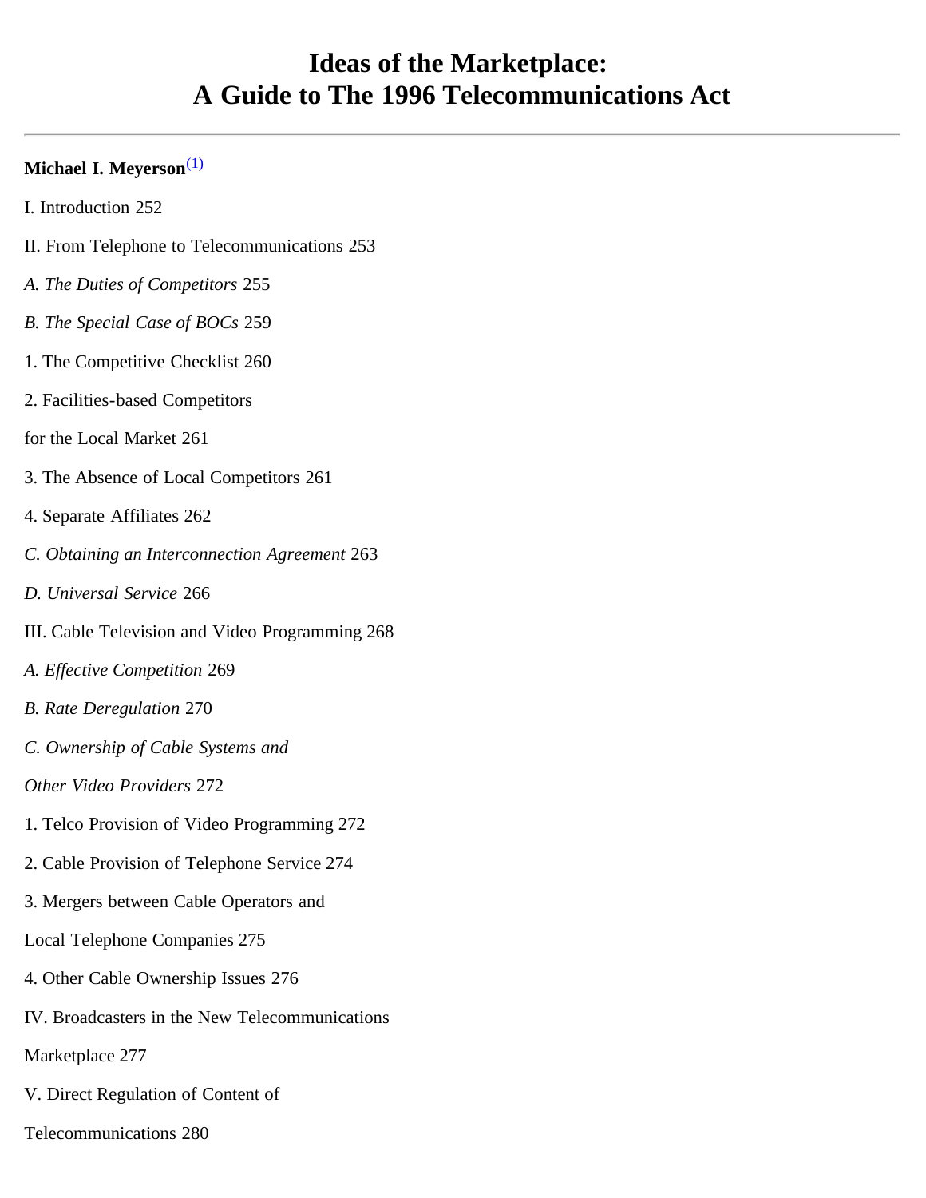# Ideas of the Marketplace: A Guide to The 1996 Telecommunications Act

---

**Michael I. Meyerson**[(1)]

I. Introduction 252

II. From Telephone to Telecommunications 253

*A. The Duties of Competitors* 255

*B. The Special Case of BOCs* 259

1. The Competitive Checklist 260

2. Facilities-based Competitors

for the Local Market 261

3. The Absence of Local Competitors 261

4. Separate Affiliates 262

*C. Obtaining an Interconnection Agreement* 263

*D. Universal Service* 266

III. Cable Television and Video Programming 268

*A. Effective Competition* 269

*B. Rate Deregulation* 270

*C. Ownership of Cable Systems and*

*Other Video Providers* 272

1. Telco Provision of Video Programming 272

2. Cable Provision of Telephone Service 274

3. Mergers between Cable Operators and

Local Telephone Companies 275

4. Other Cable Ownership Issues 276

IV. Broadcasters in the New Telecommunications

Marketplace 277

V. Direct Regulation of Content of

Telecommunications 280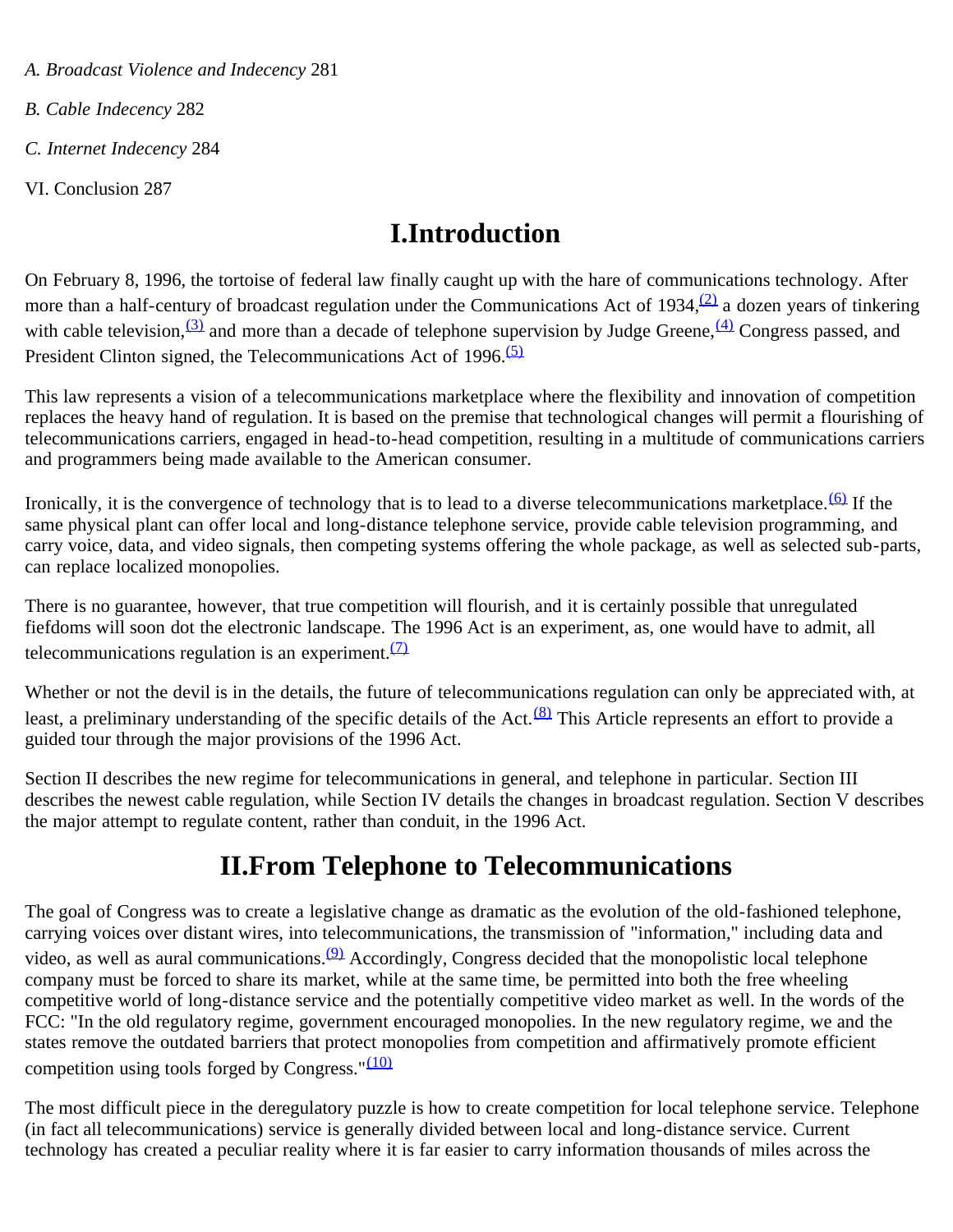*A. Broadcast Violence and Indecency* 281

*B. Cable Indecency* 282

*C. Internet Indecency* 284

VI. Conclusion 287

# I.Introduction

On February 8, 1996, the tortoise of federal law finally caught up with the hare of communications technology. After more than a half-century of broadcast regulation under the Communications Act of 1934,[(2)] a dozen years of tinkering with cable television,[(3)] and more than a decade of telephone supervision by Judge Greene,[(4)] Congress passed, and President Clinton signed, the Telecommunications Act of 1996.[(5)]

This law represents a vision of a telecommunications marketplace where the flexibility and innovation of competition replaces the heavy hand of regulation. It is based on the premise that technological changes will permit a flourishing of telecommunications carriers, engaged in head-to-head competition, resulting in a multitude of communications carriers and programmers being made available to the American consumer.

Ironically, it is the convergence of technology that is to lead to a diverse telecommunications marketplace.[(6)] If the same physical plant can offer local and long-distance telephone service, provide cable television programming, and carry voice, data, and video signals, then competing systems offering the whole package, as well as selected sub-parts, can replace localized monopolies.

There is no guarantee, however, that true competition will flourish, and it is certainly possible that unregulated fiefdoms will soon dot the electronic landscape. The 1996 Act is an experiment, as, one would have to admit, all telecommunications regulation is an experiment.[(7)]

Whether or not the devil is in the details, the future of telecommunications regulation can only be appreciated with, at least, a preliminary understanding of the specific details of the Act.[(8)] This Article represents an effort to provide a guided tour through the major provisions of the 1996 Act.

Section II describes the new regime for telecommunications in general, and telephone in particular. Section III describes the newest cable regulation, while Section IV details the changes in broadcast regulation. Section V describes the major attempt to regulate content, rather than conduit, in the 1996 Act.

# II.From Telephone to Telecommunications

The goal of Congress was to create a legislative change as dramatic as the evolution of the old-fashioned telephone, carrying voices over distant wires, into telecommunications, the transmission of "information," including data and video, as well as aural communications.[(9)] Accordingly, Congress decided that the monopolistic local telephone company must be forced to share its market, while at the same time, be permitted into both the free wheeling competitive world of long-distance service and the potentially competitive video market as well. In the words of the FCC: "In the old regulatory regime, government encouraged monopolies. In the new regulatory regime, we and the states remove the outdated barriers that protect monopolies from competition and affirmatively promote efficient competition using tools forged by Congress."[(10)]

The most difficult piece in the deregulatory puzzle is how to create competition for local telephone service. Telephone (in fact all telecommunications) service is generally divided between local and long-distance service. Current technology has created a peculiar reality where it is far easier to carry information thousands of miles across the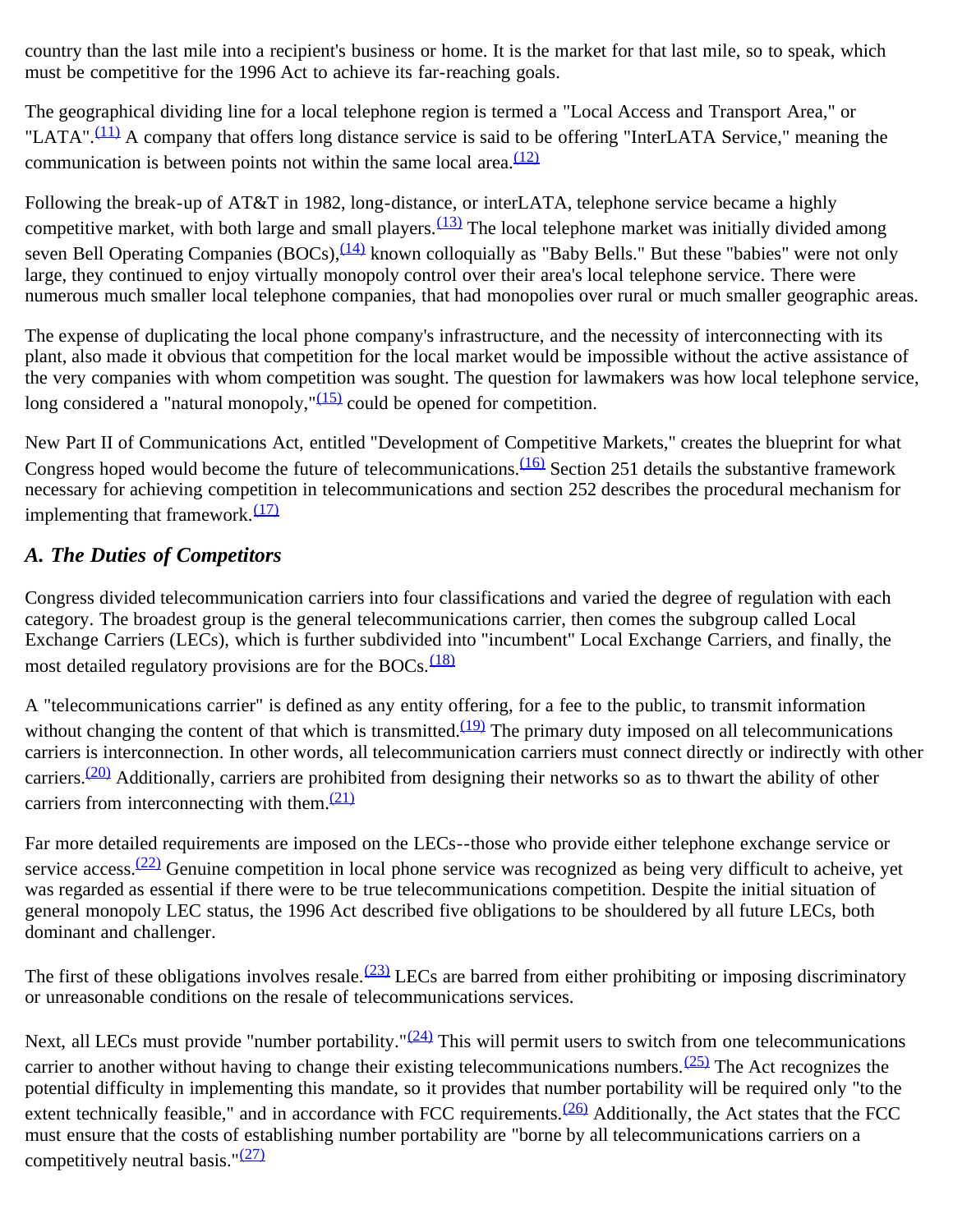country than the last mile into a recipient's business or home. It is the market for that last mile, so to speak, which must be competitive for the 1996 Act to achieve its far-reaching goals.

The geographical dividing line for a local telephone region is termed a "Local Access and Transport Area," or "LATA".[(11)] A company that offers long distance service is said to be offering "InterLATA Service," meaning the communication is between points not within the same local area.[(12)]

Following the break-up of AT&T in 1982, long-distance, or interLATA, telephone service became a highly competitive market, with both large and small players.[(13)] The local telephone market was initially divided among seven Bell Operating Companies (BOCs),[(14)] known colloquially as "Baby Bells." But these "babies" were not only large, they continued to enjoy virtually monopoly control over their area's local telephone service. There were numerous much smaller local telephone companies, that had monopolies over rural or much smaller geographic areas.

The expense of duplicating the local phone company's infrastructure, and the necessity of interconnecting with its plant, also made it obvious that competition for the local market would be impossible without the active assistance of the very companies with whom competition was sought. The question for lawmakers was how local telephone service, long considered a "natural monopoly,"[(15)] could be opened for competition.

New Part II of Communications Act, entitled "Development of Competitive Markets," creates the blueprint for what Congress hoped would become the future of telecommunications.[(16)] Section 251 details the substantive framework necessary for achieving competition in telecommunications and section 252 describes the procedural mechanism for implementing that framework.[(17)]

### *A. The Duties of Competitors*

Congress divided telecommunication carriers into four classifications and varied the degree of regulation with each category. The broadest group is the general telecommunications carrier, then comes the subgroup called Local Exchange Carriers (LECs), which is further subdivided into "incumbent" Local Exchange Carriers, and finally, the most detailed regulatory provisions are for the BOCs.[(18)]

A "telecommunications carrier" is defined as any entity offering, for a fee to the public, to transmit information without changing the content of that which is transmitted.[(19)] The primary duty imposed on all telecommunications carriers is interconnection. In other words, all telecommunication carriers must connect directly or indirectly with other carriers.[(20)] Additionally, carriers are prohibited from designing their networks so as to thwart the ability of other carriers from interconnecting with them.[(21)]

Far more detailed requirements are imposed on the LECs--those who provide either telephone exchange service or service access.[(22)] Genuine competition in local phone service was recognized as being very difficult to acheive, yet was regarded as essential if there were to be true telecommunications competition. Despite the initial situation of general monopoly LEC status, the 1996 Act described five obligations to be shouldered by all future LECs, both dominant and challenger.

The first of these obligations involves resale.[(23)] LECs are barred from either prohibiting or imposing discriminatory or unreasonable conditions on the resale of telecommunications services.

Next, all LECs must provide "number portability."[(24)] This will permit users to switch from one telecommunications carrier to another without having to change their existing telecommunications numbers.[(25)] The Act recognizes the potential difficulty in implementing this mandate, so it provides that number portability will be required only "to the extent technically feasible," and in accordance with FCC requirements.[(26)] Additionally, the Act states that the FCC must ensure that the costs of establishing number portability are "borne by all telecommunications carriers on a competitively neutral basis."[(27)]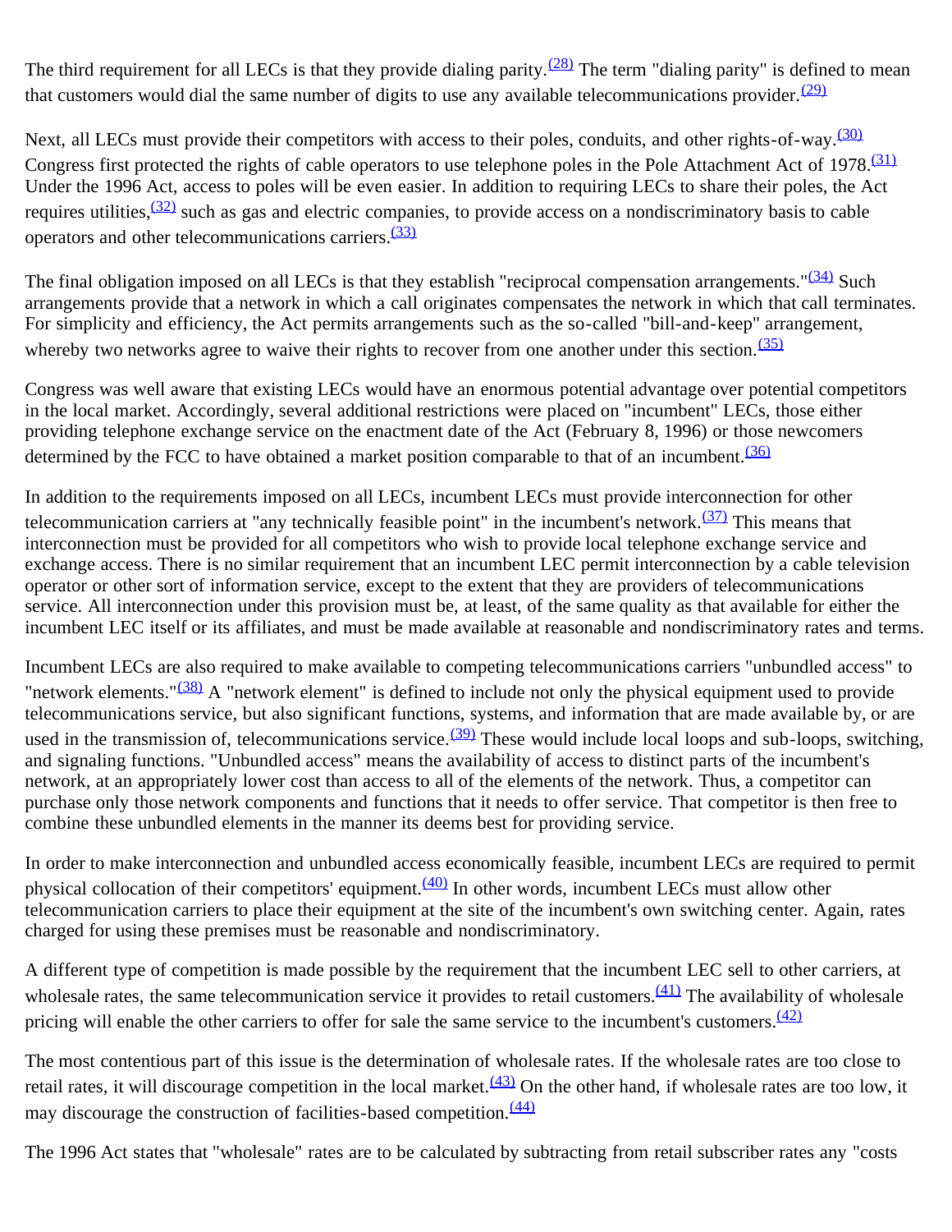The third requirement for all LECs is that they provide dialing parity.[(28)] The term "dialing parity" is defined to mean that customers would dial the same number of digits to use any available telecommunications provider.[(29)]

Next, all LECs must provide their competitors with access to their poles, conduits, and other rights-of-way.[(30)] Congress first protected the rights of cable operators to use telephone poles in the Pole Attachment Act of 1978.[(31)] Under the 1996 Act, access to poles will be even easier. In addition to requiring LECs to share their poles, the Act requires utilities,[(32)] such as gas and electric companies, to provide access on a nondiscriminatory basis to cable operators and other telecommunications carriers.[(33)]

The final obligation imposed on all LECs is that they establish "reciprocal compensation arrangements."[(34)] Such arrangements provide that a network in which a call originates compensates the network in which that call terminates. For simplicity and efficiency, the Act permits arrangements such as the so-called "bill-and-keep" arrangement, whereby two networks agree to waive their rights to recover from one another under this section.[(35)]

Congress was well aware that existing LECs would have an enormous potential advantage over potential competitors in the local market. Accordingly, several additional restrictions were placed on "incumbent" LECs, those either providing telephone exchange service on the enactment date of the Act (February 8, 1996) or those newcomers determined by the FCC to have obtained a market position comparable to that of an incumbent.[(36)]

In addition to the requirements imposed on all LECs, incumbent LECs must provide interconnection for other telecommunication carriers at "any technically feasible point" in the incumbent's network.[(37)] This means that interconnection must be provided for all competitors who wish to provide local telephone exchange service and exchange access. There is no similar requirement that an incumbent LEC permit interconnection by a cable television operator or other sort of information service, except to the extent that they are providers of telecommunications service. All interconnection under this provision must be, at least, of the same quality as that available for either the incumbent LEC itself or its affiliates, and must be made available at reasonable and nondiscriminatory rates and terms.

Incumbent LECs are also required to make available to competing telecommunications carriers "unbundled access" to "network elements."[(38)] A "network element" is defined to include not only the physical equipment used to provide telecommunications service, but also significant functions, systems, and information that are made available by, or are used in the transmission of, telecommunications service.[(39)] These would include local loops and sub-loops, switching, and signaling functions. "Unbundled access" means the availability of access to distinct parts of the incumbent's network, at an appropriately lower cost than access to all of the elements of the network. Thus, a competitor can purchase only those network components and functions that it needs to offer service. That competitor is then free to combine these unbundled elements in the manner its deems best for providing service.

In order to make interconnection and unbundled access economically feasible, incumbent LECs are required to permit physical collocation of their competitors' equipment.[(40)] In other words, incumbent LECs must allow other telecommunication carriers to place their equipment at the site of the incumbent's own switching center. Again, rates charged for using these premises must be reasonable and nondiscriminatory.

A different type of competition is made possible by the requirement that the incumbent LEC sell to other carriers, at wholesale rates, the same telecommunication service it provides to retail customers.[(41)] The availability of wholesale pricing will enable the other carriers to offer for sale the same service to the incumbent's customers.[(42)]

The most contentious part of this issue is the determination of wholesale rates. If the wholesale rates are too close to retail rates, it will discourage competition in the local market.[(43)] On the other hand, if wholesale rates are too low, it may discourage the construction of facilities-based competition.[(44)]

The 1996 Act states that "wholesale" rates are to be calculated by subtracting from retail subscriber rates any "costs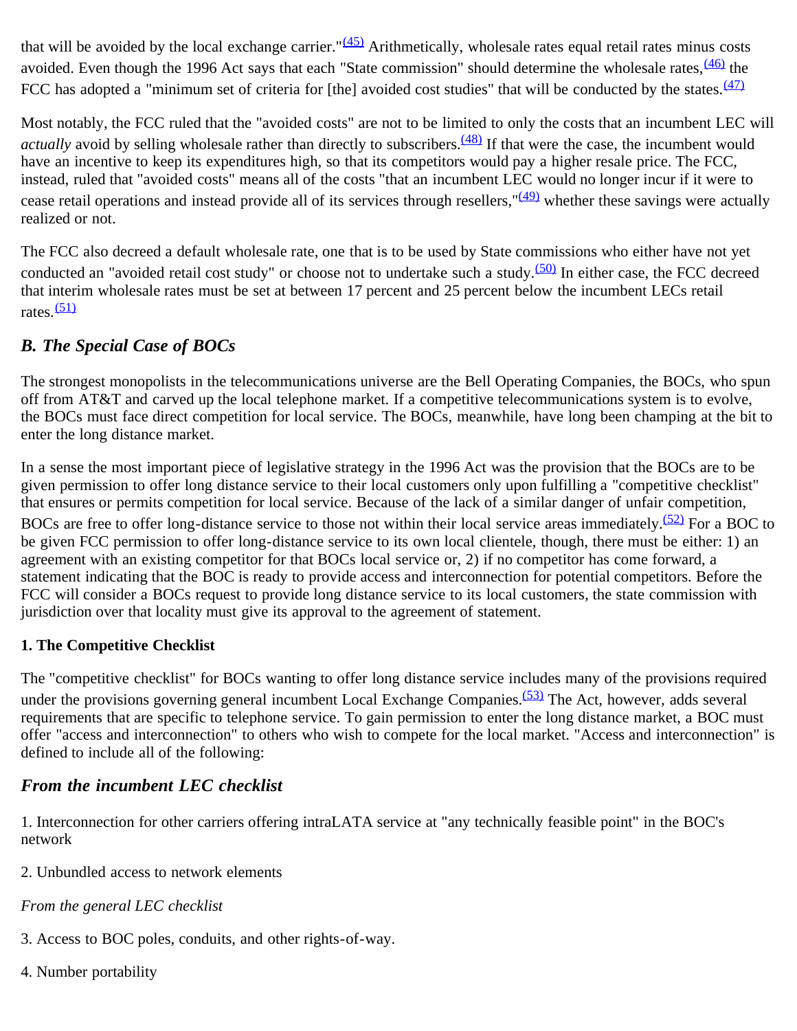that will be avoided by the local exchange carrier."[(45)] Arithmetically, wholesale rates equal retail rates minus costs avoided. Even though the 1996 Act says that each "State commission" should determine the wholesale rates,[(46)] the FCC has adopted a "minimum set of criteria for [the] avoided cost studies" that will be conducted by the states.[(47)]

Most notably, the FCC ruled that the "avoided costs" are not to be limited to only the costs that an incumbent LEC will *actually* avoid by selling wholesale rather than directly to subscribers.[(48)] If that were the case, the incumbent would have an incentive to keep its expenditures high, so that its competitors would pay a higher resale price. The FCC, instead, ruled that "avoided costs" means all of the costs "that an incumbent LEC would no longer incur if it were to cease retail operations and instead provide all of its services through resellers,"[(49)] whether these savings were actually realized or not.

The FCC also decreed a default wholesale rate, one that is to be used by State commissions who either have not yet conducted an "avoided retail cost study" or choose not to undertake such a study.[(50)] In either case, the FCC decreed that interim wholesale rates must be set at between 17 percent and 25 percent below the incumbent LECs retail rates.[(51)]

## *B. The Special Case of BOCs*

The strongest monopolists in the telecommunications universe are the Bell Operating Companies, the BOCs, who spun off from AT&T and carved up the local telephone market. If a competitive telecommunications system is to evolve, the BOCs must face direct competition for local service. The BOCs, meanwhile, have long been champing at the bit to enter the long distance market.

In a sense the most important piece of legislative strategy in the 1996 Act was the provision that the BOCs are to be given permission to offer long distance service to their local customers only upon fulfilling a "competitive checklist" that ensures or permits competition for local service. Because of the lack of a similar danger of unfair competition, BOCs are free to offer long-distance service to those not within their local service areas immediately.[(52)] For a BOC to be given FCC permission to offer long-distance service to its own local clientele, though, there must be either: 1) an agreement with an existing competitor for that BOCs local service or, 2) if no competitor has come forward, a statement indicating that the BOC is ready to provide access and interconnection for potential competitors. Before the FCC will consider a BOCs request to provide long distance service to its local customers, the state commission with jurisdiction over that locality must give its approval to the agreement of statement.

### 1. The Competitive Checklist

The "competitive checklist" for BOCs wanting to offer long distance service includes many of the provisions required under the provisions governing general incumbent Local Exchange Companies.[(53)] The Act, however, adds several requirements that are specific to telephone service. To gain permission to enter the long distance market, a BOC must offer "access and interconnection" to others who wish to compete for the local market. "Access and interconnection" is defined to include all of the following:

## *From the incumbent LEC checklist*

1. Interconnection for other carriers offering intraLATA service at "any technically feasible point" in the BOC's network

2. Unbundled access to network elements

*From the general LEC checklist*

3. Access to BOC poles, conduits, and other rights-of-way.

4. Number portability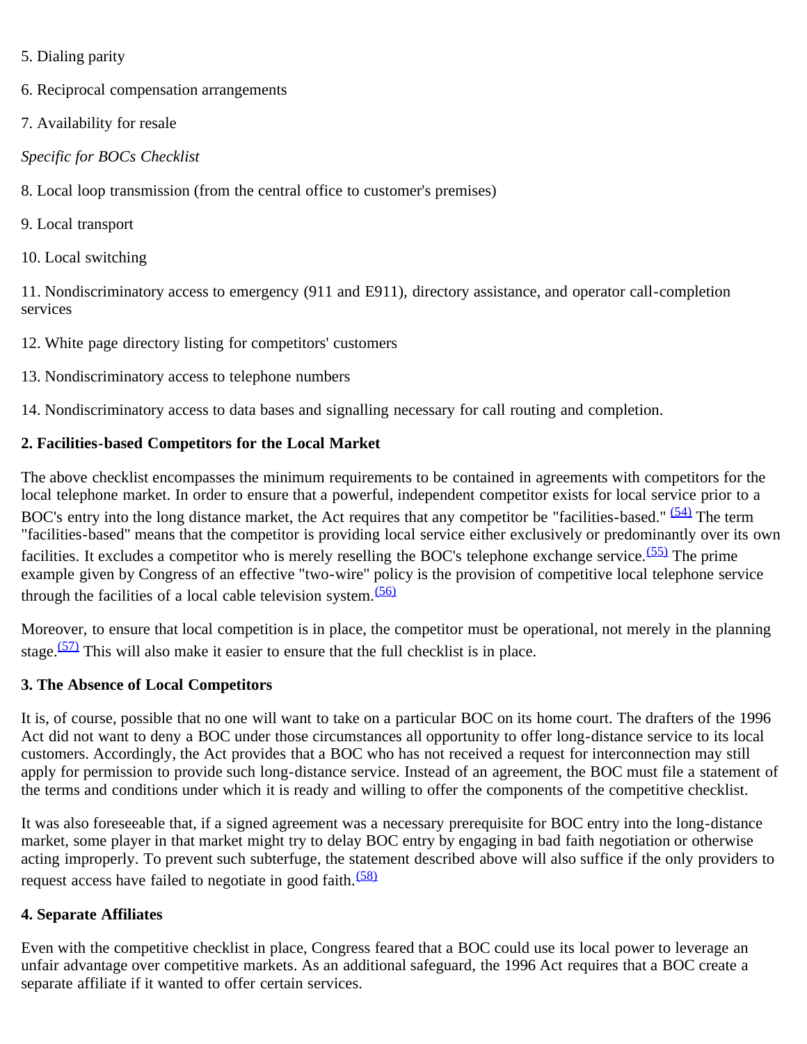5. Dialing parity

6. Reciprocal compensation arrangements

7. Availability for resale

*Specific for BOCs Checklist*

8. Local loop transmission (from the central office to customer's premises)

9. Local transport

10. Local switching

11. Nondiscriminatory access to emergency (911 and E911), directory assistance, and operator call-completion services

12. White page directory listing for competitors' customers

13. Nondiscriminatory access to telephone numbers

14. Nondiscriminatory access to data bases and signalling necessary for call routing and completion.

**2. Facilities-based Competitors for the Local Market**

The above checklist encompasses the minimum requirements to be contained in agreements with competitors for the local telephone market. In order to ensure that a powerful, independent competitor exists for local service prior to a BOC's entry into the long distance market, the Act requires that any competitor be "facilities-based." [(54)] The term "facilities-based" means that the competitor is providing local service either exclusively or predominantly over its own facilities. It excludes a competitor who is merely reselling the BOC's telephone exchange service.[(55)] The prime example given by Congress of an effective "two-wire" policy is the provision of competitive local telephone service through the facilities of a local cable television system.[(56)]

Moreover, to ensure that local competition is in place, the competitor must be operational, not merely in the planning stage.[(57)] This will also make it easier to ensure that the full checklist is in place.

**3. The Absence of Local Competitors**

It is, of course, possible that no one will want to take on a particular BOC on its home court. The drafters of the 1996 Act did not want to deny a BOC under those circumstances all opportunity to offer long-distance service to its local customers. Accordingly, the Act provides that a BOC who has not received a request for interconnection may still apply for permission to provide such long-distance service. Instead of an agreement, the BOC must file a statement of the terms and conditions under which it is ready and willing to offer the components of the competitive checklist.

It was also foreseeable that, if a signed agreement was a necessary prerequisite for BOC entry into the long-distance market, some player in that market might try to delay BOC entry by engaging in bad faith negotiation or otherwise acting improperly. To prevent such subterfuge, the statement described above will also suffice if the only providers to request access have failed to negotiate in good faith.[(58)]

**4. Separate Affiliates**

Even with the competitive checklist in place, Congress feared that a BOC could use its local power to leverage an unfair advantage over competitive markets. As an additional safeguard, the 1996 Act requires that a BOC create a separate affiliate if it wanted to offer certain services.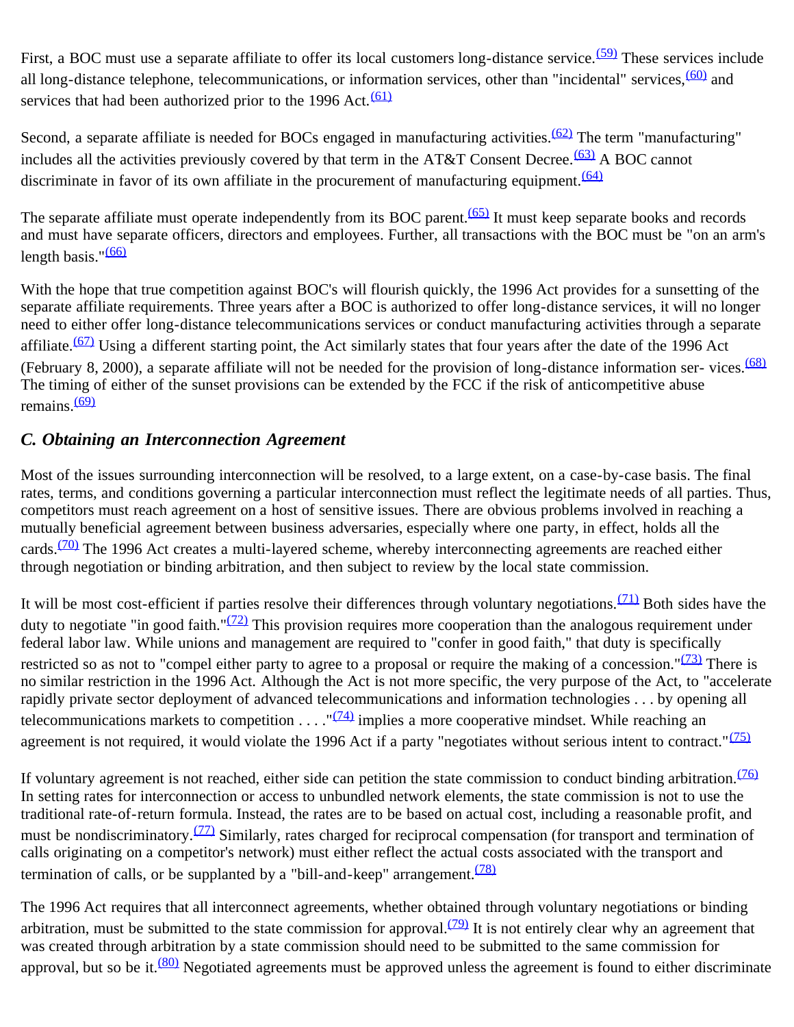First, a BOC must use a separate affiliate to offer its local customers long-distance service.[(59)] These services include all long-distance telephone, telecommunications, or information services, other than "incidental" services,[(60)] and services that had been authorized prior to the 1996 Act.[(61)]

Second, a separate affiliate is needed for BOCs engaged in manufacturing activities.[(62)] The term "manufacturing" includes all the activities previously covered by that term in the AT&T Consent Decree.[(63)] A BOC cannot discriminate in favor of its own affiliate in the procurement of manufacturing equipment.[(64)]

The separate affiliate must operate independently from its BOC parent.[(65)] It must keep separate books and records and must have separate officers, directors and employees. Further, all transactions with the BOC must be "on an arm's length basis."[(66)]

With the hope that true competition against BOC's will flourish quickly, the 1996 Act provides for a sunsetting of the separate affiliate requirements. Three years after a BOC is authorized to offer long-distance services, it will no longer need to either offer long-distance telecommunications services or conduct manufacturing activities through a separate affiliate.[(67)] Using a different starting point, the Act similarly states that four years after the date of the 1996 Act (February 8, 2000), a separate affiliate will not be needed for the provision of long-distance information ser- vices.[(68)] The timing of either of the sunset provisions can be extended by the FCC if the risk of anticompetitive abuse remains.[(69)]

### *C. Obtaining an Interconnection Agreement*

Most of the issues surrounding interconnection will be resolved, to a large extent, on a case-by-case basis. The final rates, terms, and conditions governing a particular interconnection must reflect the legitimate needs of all parties. Thus, competitors must reach agreement on a host of sensitive issues. There are obvious problems involved in reaching a mutually beneficial agreement between business adversaries, especially where one party, in effect, holds all the cards.[(70)] The 1996 Act creates a multi-layered scheme, whereby interconnecting agreements are reached either through negotiation or binding arbitration, and then subject to review by the local state commission.

It will be most cost-efficient if parties resolve their differences through voluntary negotiations.[(71)] Both sides have the duty to negotiate "in good faith."[(72)] This provision requires more cooperation than the analogous requirement under federal labor law. While unions and management are required to "confer in good faith," that duty is specifically restricted so as not to "compel either party to agree to a proposal or require the making of a concession."[(73)] There is no similar restriction in the 1996 Act. Although the Act is not more specific, the very purpose of the Act, to "accelerate rapidly private sector deployment of advanced telecommunications and information technologies . . . by opening all telecommunications markets to competition . . . ."[(74)] implies a more cooperative mindset. While reaching an agreement is not required, it would violate the 1996 Act if a party "negotiates without serious intent to contract."[(75)]

If voluntary agreement is not reached, either side can petition the state commission to conduct binding arbitration.[(76)] In setting rates for interconnection or access to unbundled network elements, the state commission is not to use the traditional rate-of-return formula. Instead, the rates are to be based on actual cost, including a reasonable profit, and must be nondiscriminatory.[(77)] Similarly, rates charged for reciprocal compensation (for transport and termination of calls originating on a competitor's network) must either reflect the actual costs associated with the transport and termination of calls, or be supplanted by a "bill-and-keep" arrangement.[(78)]

The 1996 Act requires that all interconnect agreements, whether obtained through voluntary negotiations or binding arbitration, must be submitted to the state commission for approval.[(79)] It is not entirely clear why an agreement that was created through arbitration by a state commission should need to be submitted to the same commission for approval, but so be it.[(80)] Negotiated agreements must be approved unless the agreement is found to either discriminate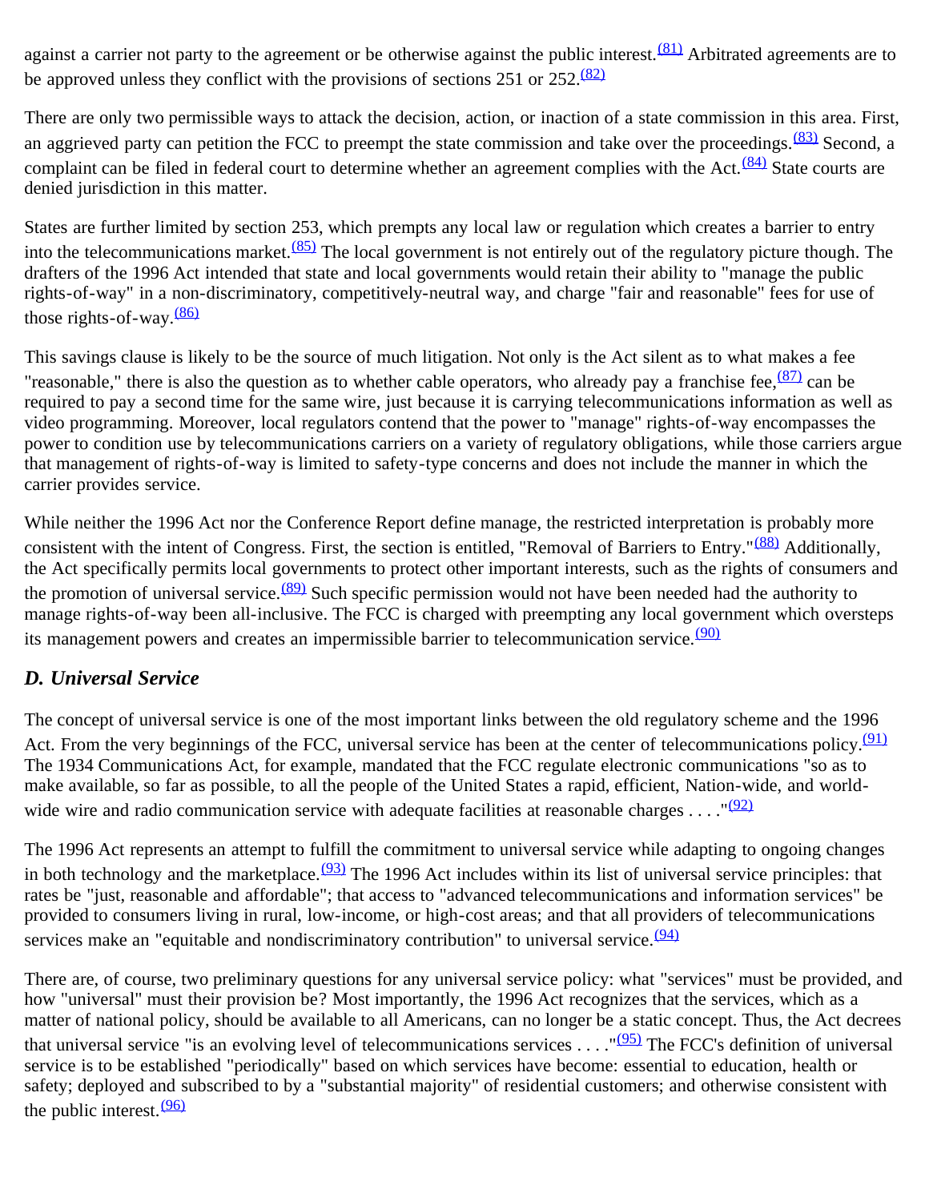against a carrier not party to the agreement or be otherwise against the public interest.[(81)] Arbitrated agreements are to be approved unless they conflict with the provisions of sections 251 or 252.[(82)]

There are only two permissible ways to attack the decision, action, or inaction of a state commission in this area. First, an aggrieved party can petition the FCC to preempt the state commission and take over the proceedings.[(83)] Second, a complaint can be filed in federal court to determine whether an agreement complies with the Act.[(84)] State courts are denied jurisdiction in this matter.

States are further limited by section 253, which prempts any local law or regulation which creates a barrier to entry into the telecommunications market.[(85)] The local government is not entirely out of the regulatory picture though. The drafters of the 1996 Act intended that state and local governments would retain their ability to "manage the public rights-of-way" in a non-discriminatory, competitively-neutral way, and charge "fair and reasonable" fees for use of those rights-of-way.[(86)]

This savings clause is likely to be the source of much litigation. Not only is the Act silent as to what makes a fee "reasonable," there is also the question as to whether cable operators, who already pay a franchise fee,[(87)] can be required to pay a second time for the same wire, just because it is carrying telecommunications information as well as video programming. Moreover, local regulators contend that the power to "manage" rights-of-way encompasses the power to condition use by telecommunications carriers on a variety of regulatory obligations, while those carriers argue that management of rights-of-way is limited to safety-type concerns and does not include the manner in which the carrier provides service.

While neither the 1996 Act nor the Conference Report define manage, the restricted interpretation is probably more consistent with the intent of Congress. First, the section is entitled, "Removal of Barriers to Entry."[(88)] Additionally, the Act specifically permits local governments to protect other important interests, such as the rights of consumers and the promotion of universal service.[(89)] Such specific permission would not have been needed had the authority to manage rights-of-way been all-inclusive. The FCC is charged with preempting any local government which oversteps its management powers and creates an impermissible barrier to telecommunication service.[(90)]

### *D. Universal Service*

The concept of universal service is one of the most important links between the old regulatory scheme and the 1996 Act. From the very beginnings of the FCC, universal service has been at the center of telecommunications policy.[(91)] The 1934 Communications Act, for example, mandated that the FCC regulate electronic communications "so as to make available, so far as possible, to all the people of the United States a rapid, efficient, Nation-wide, and world-wide wire and radio communication service with adequate facilities at reasonable charges . . . ."[(92)]

The 1996 Act represents an attempt to fulfill the commitment to universal service while adapting to ongoing changes in both technology and the marketplace.[(93)] The 1996 Act includes within its list of universal service principles: that rates be "just, reasonable and affordable"; that access to "advanced telecommunications and information services" be provided to consumers living in rural, low-income, or high-cost areas; and that all providers of telecommunications services make an "equitable and nondiscriminatory contribution" to universal service.[(94)]

There are, of course, two preliminary questions for any universal service policy: what "services" must be provided, and how "universal" must their provision be? Most importantly, the 1996 Act recognizes that the services, which as a matter of national policy, should be available to all Americans, can no longer be a static concept. Thus, the Act decrees that universal service "is an evolving level of telecommunications services . . . ."[(95)] The FCC's definition of universal service is to be established "periodically" based on which services have become: essential to education, health or safety; deployed and subscribed to by a "substantial majority" of residential customers; and otherwise consistent with the public interest.[(96)]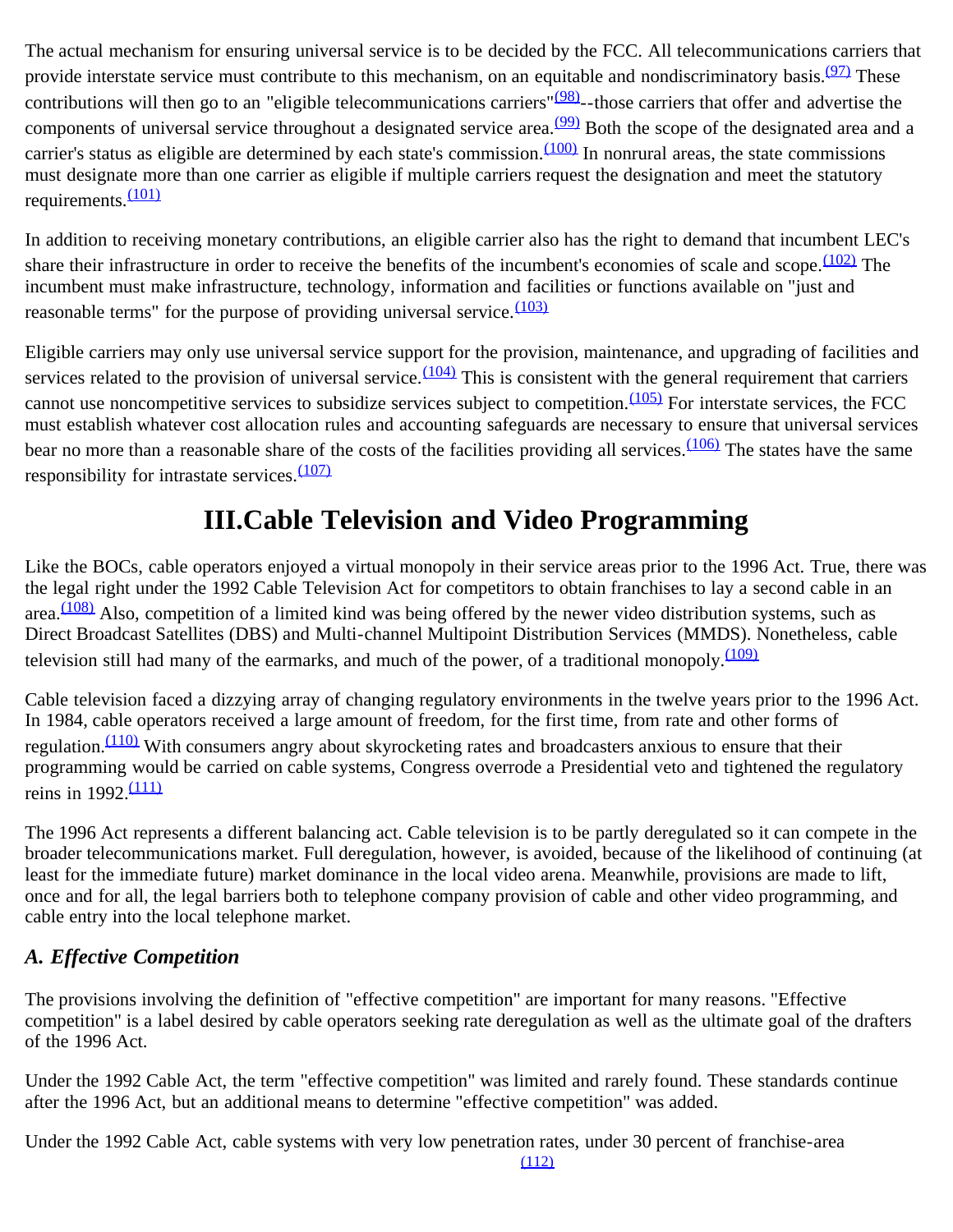The actual mechanism for ensuring universal service is to be decided by the FCC. All telecommunications carriers that provide interstate service must contribute to this mechanism, on an equitable and nondiscriminatory basis.[(97)] These contributions will then go to an "eligible telecommunications carriers"[(98)]--those carriers that offer and advertise the components of universal service throughout a designated service area.[(99)] Both the scope of the designated area and a carrier's status as eligible are determined by each state's commission.[(100)] In nonrural areas, the state commissions must designate more than one carrier as eligible if multiple carriers request the designation and meet the statutory requirements.[(101)]

In addition to receiving monetary contributions, an eligible carrier also has the right to demand that incumbent LEC's share their infrastructure in order to receive the benefits of the incumbent's economies of scale and scope.[(102)] The incumbent must make infrastructure, technology, information and facilities or functions available on "just and reasonable terms" for the purpose of providing universal service.[(103)]

Eligible carriers may only use universal service support for the provision, maintenance, and upgrading of facilities and services related to the provision of universal service.[(104)] This is consistent with the general requirement that carriers cannot use noncompetitive services to subsidize services subject to competition.[(105)] For interstate services, the FCC must establish whatever cost allocation rules and accounting safeguards are necessary to ensure that universal services bear no more than a reasonable share of the costs of the facilities providing all services.[(106)] The states have the same responsibility for intrastate services.[(107)]

# III.Cable Television and Video Programming

Like the BOCs, cable operators enjoyed a virtual monopoly in their service areas prior to the 1996 Act. True, there was the legal right under the 1992 Cable Television Act for competitors to obtain franchises to lay a second cable in an area.[(108)] Also, competition of a limited kind was being offered by the newer video distribution systems, such as Direct Broadcast Satellites (DBS) and Multi-channel Multipoint Distribution Services (MMDS). Nonetheless, cable television still had many of the earmarks, and much of the power, of a traditional monopoly.[(109)]

Cable television faced a dizzying array of changing regulatory environments in the twelve years prior to the 1996 Act. In 1984, cable operators received a large amount of freedom, for the first time, from rate and other forms of regulation.[(110)] With consumers angry about skyrocketing rates and broadcasters anxious to ensure that their programming would be carried on cable systems, Congress overrode a Presidential veto and tightened the regulatory reins in 1992.[(111)]

The 1996 Act represents a different balancing act. Cable television is to be partly deregulated so it can compete in the broader telecommunications market. Full deregulation, however, is avoided, because of the likelihood of continuing (at least for the immediate future) market dominance in the local video arena. Meanwhile, provisions are made to lift, once and for all, the legal barriers both to telephone company provision of cable and other video programming, and cable entry into the local telephone market.

### *A. Effective Competition*

The provisions involving the definition of "effective competition" are important for many reasons. "Effective competition" is a label desired by cable operators seeking rate deregulation as well as the ultimate goal of the drafters of the 1996 Act.

Under the 1992 Cable Act, the term "effective competition" was limited and rarely found. These standards continue after the 1996 Act, but an additional means to determine "effective competition" was added.

Under the 1992 Cable Act, cable systems with very low penetration rates, under 30 percent of franchise-area [(112)]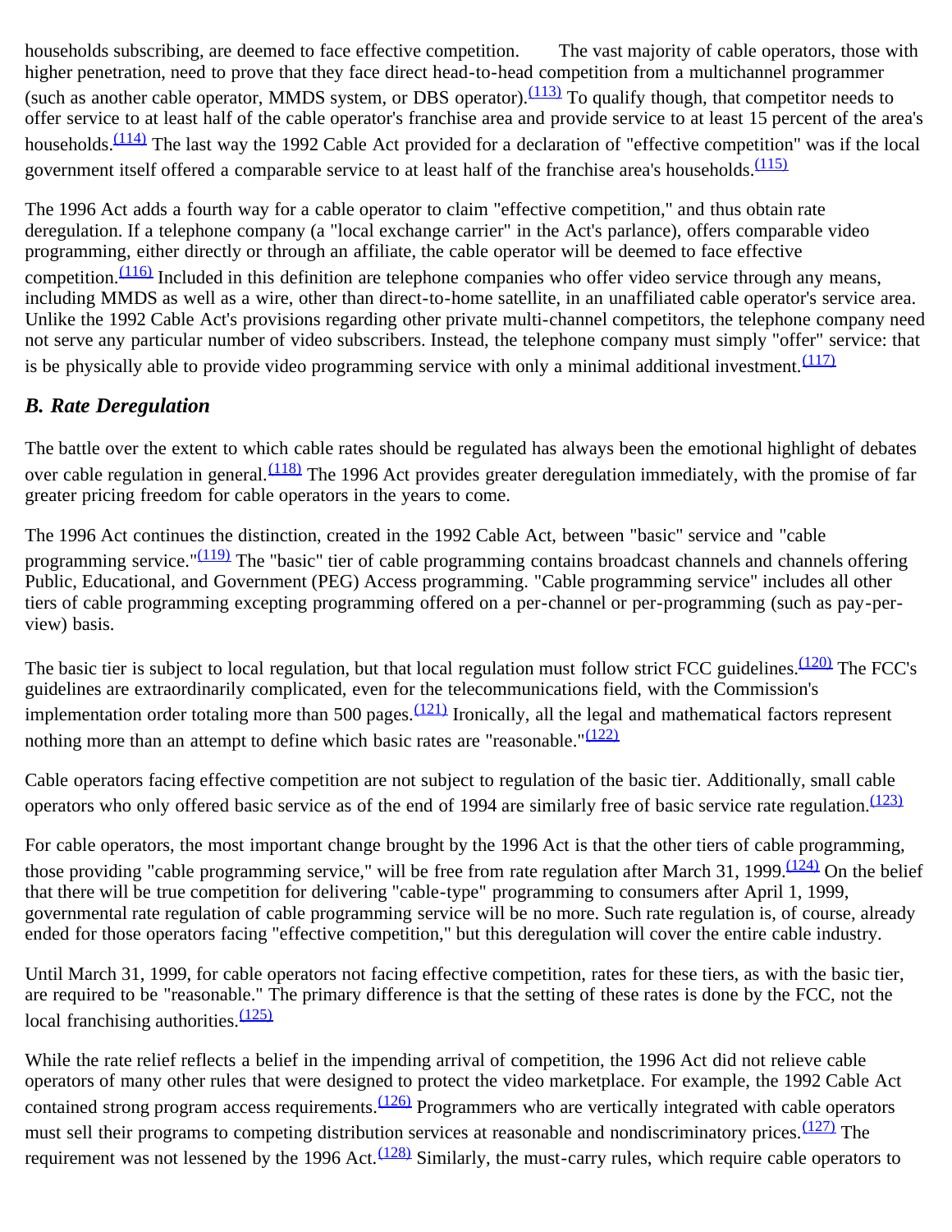households subscribing, are deemed to face effective competition. The vast majority of cable operators, those with higher penetration, need to prove that they face direct head-to-head competition from a multichannel programmer (such as another cable operator, MMDS system, or DBS operator).[(113)] To qualify though, that competitor needs to offer service to at least half of the cable operator's franchise area and provide service to at least 15 percent of the area's households.[(114)] The last way the 1992 Cable Act provided for a declaration of "effective competition" was if the local government itself offered a comparable service to at least half of the franchise area's households.[(115)]

The 1996 Act adds a fourth way for a cable operator to claim "effective competition," and thus obtain rate deregulation. If a telephone company (a "local exchange carrier" in the Act's parlance), offers comparable video programming, either directly or through an affiliate, the cable operator will be deemed to face effective competition.[(116)] Included in this definition are telephone companies who offer video service through any means, including MMDS as well as a wire, other than direct-to-home satellite, in an unaffiliated cable operator's service area. Unlike the 1992 Cable Act's provisions regarding other private multi-channel competitors, the telephone company need not serve any particular number of video subscribers. Instead, the telephone company must simply "offer" service: that is be physically able to provide video programming service with only a minimal additional investment.[(117)]

### *B. Rate Deregulation*

The battle over the extent to which cable rates should be regulated has always been the emotional highlight of debates over cable regulation in general.[(118)] The 1996 Act provides greater deregulation immediately, with the promise of far greater pricing freedom for cable operators in the years to come.

The 1996 Act continues the distinction, created in the 1992 Cable Act, between "basic" service and "cable programming service."[(119)] The "basic" tier of cable programming contains broadcast channels and channels offering Public, Educational, and Government (PEG) Access programming. "Cable programming service" includes all other tiers of cable programming excepting programming offered on a per-channel or per-programming (such as pay-per-view) basis.

The basic tier is subject to local regulation, but that local regulation must follow strict FCC guidelines.[(120)] The FCC's guidelines are extraordinarily complicated, even for the telecommunications field, with the Commission's implementation order totaling more than 500 pages.[(121)] Ironically, all the legal and mathematical factors represent nothing more than an attempt to define which basic rates are "reasonable."[(122)]

Cable operators facing effective competition are not subject to regulation of the basic tier. Additionally, small cable operators who only offered basic service as of the end of 1994 are similarly free of basic service rate regulation.[(123)]

For cable operators, the most important change brought by the 1996 Act is that the other tiers of cable programming, those providing "cable programming service," will be free from rate regulation after March 31, 1999.[(124)] On the belief that there will be true competition for delivering "cable-type" programming to consumers after April 1, 1999, governmental rate regulation of cable programming service will be no more. Such rate regulation is, of course, already ended for those operators facing "effective competition," but this deregulation will cover the entire cable industry.

Until March 31, 1999, for cable operators not facing effective competition, rates for these tiers, as with the basic tier, are required to be "reasonable." The primary difference is that the setting of these rates is done by the FCC, not the local franchising authorities.[(125)]

While the rate relief reflects a belief in the impending arrival of competition, the 1996 Act did not relieve cable operators of many other rules that were designed to protect the video marketplace. For example, the 1992 Cable Act contained strong program access requirements.[(126)] Programmers who are vertically integrated with cable operators must sell their programs to competing distribution services at reasonable and nondiscriminatory prices.[(127)] The requirement was not lessened by the 1996 Act.[(128)] Similarly, the must-carry rules, which require cable operators to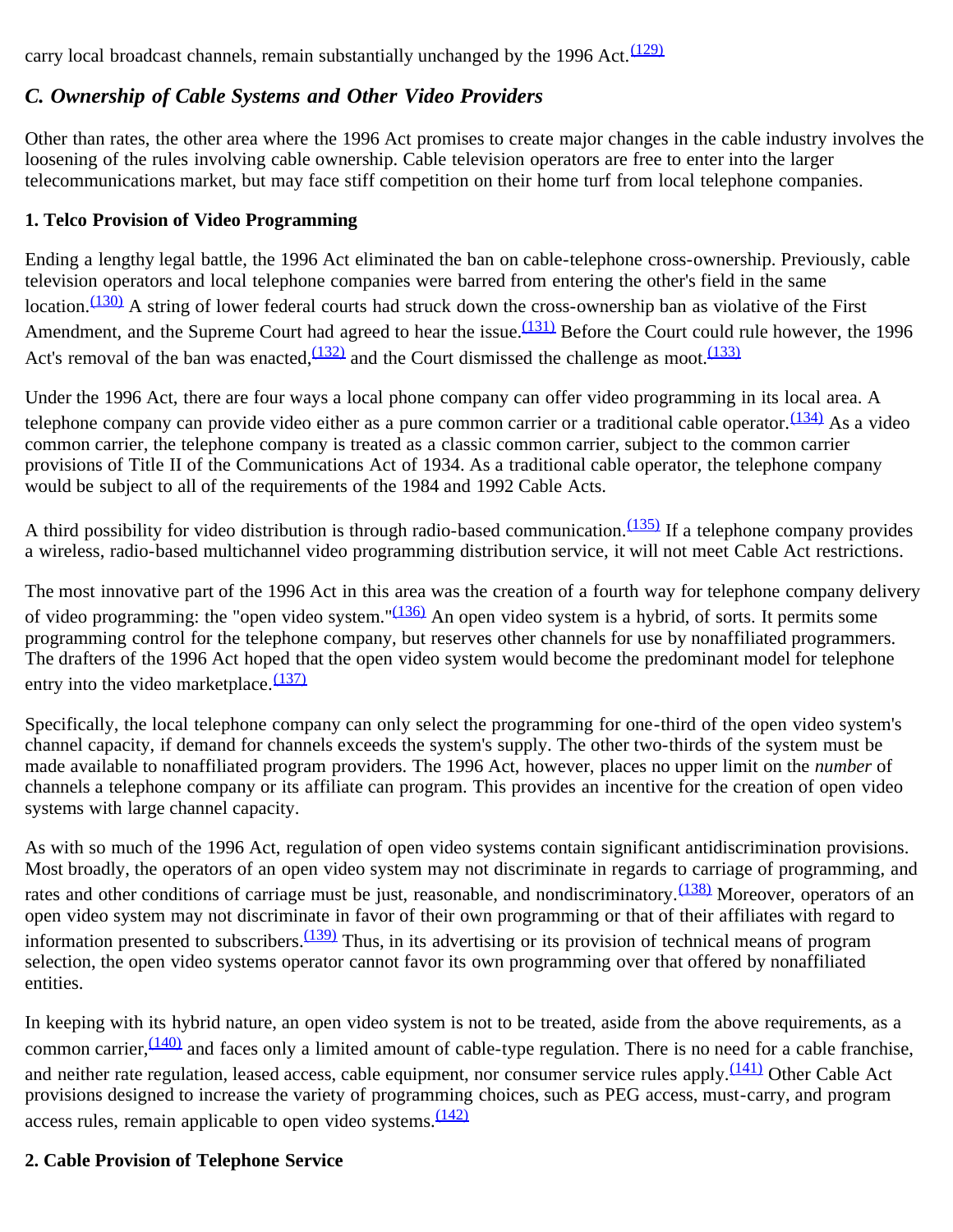carry local broadcast channels, remain substantially unchanged by the 1996 Act.[(129)]

### *C. Ownership of Cable Systems and Other Video Providers*

Other than rates, the other area where the 1996 Act promises to create major changes in the cable industry involves the loosening of the rules involving cable ownership. Cable television operators are free to enter into the larger telecommunications market, but may face stiff competition on their home turf from local telephone companies.

#### 1. Telco Provision of Video Programming

Ending a lengthy legal battle, the 1996 Act eliminated the ban on cable-telephone cross-ownership. Previously, cable television operators and local telephone companies were barred from entering the other's field in the same location.[(130)] A string of lower federal courts had struck down the cross-ownership ban as violative of the First Amendment, and the Supreme Court had agreed to hear the issue.[(131)] Before the Court could rule however, the 1996 Act's removal of the ban was enacted,[(132)] and the Court dismissed the challenge as moot.[(133)]

Under the 1996 Act, there are four ways a local phone company can offer video programming in its local area. A telephone company can provide video either as a pure common carrier or a traditional cable operator.[(134)] As a video common carrier, the telephone company is treated as a classic common carrier, subject to the common carrier provisions of Title II of the Communications Act of 1934. As a traditional cable operator, the telephone company would be subject to all of the requirements of the 1984 and 1992 Cable Acts.

A third possibility for video distribution is through radio-based communication.[(135)] If a telephone company provides a wireless, radio-based multichannel video programming distribution service, it will not meet Cable Act restrictions.

The most innovative part of the 1996 Act in this area was the creation of a fourth way for telephone company delivery of video programming: the "open video system."[(136)] An open video system is a hybrid, of sorts. It permits some programming control for the telephone company, but reserves other channels for use by nonaffiliated programmers. The drafters of the 1996 Act hoped that the open video system would become the predominant model for telephone entry into the video marketplace.[(137)]

Specifically, the local telephone company can only select the programming for one-third of the open video system's channel capacity, if demand for channels exceeds the system's supply. The other two-thirds of the system must be made available to nonaffiliated program providers. The 1996 Act, however, places no upper limit on the *number* of channels a telephone company or its affiliate can program. This provides an incentive for the creation of open video systems with large channel capacity.

As with so much of the 1996 Act, regulation of open video systems contain significant antidiscrimination provisions. Most broadly, the operators of an open video system may not discriminate in regards to carriage of programming, and rates and other conditions of carriage must be just, reasonable, and nondiscriminatory.[(138)] Moreover, operators of an open video system may not discriminate in favor of their own programming or that of their affiliates with regard to information presented to subscribers.[(139)] Thus, in its advertising or its provision of technical means of program selection, the open video systems operator cannot favor its own programming over that offered by nonaffiliated entities.

In keeping with its hybrid nature, an open video system is not to be treated, aside from the above requirements, as a common carrier,[(140)] and faces only a limited amount of cable-type regulation. There is no need for a cable franchise, and neither rate regulation, leased access, cable equipment, nor consumer service rules apply.[(141)] Other Cable Act provisions designed to increase the variety of programming choices, such as PEG access, must-carry, and program access rules, remain applicable to open video systems.[(142)]

#### 2. Cable Provision of Telephone Service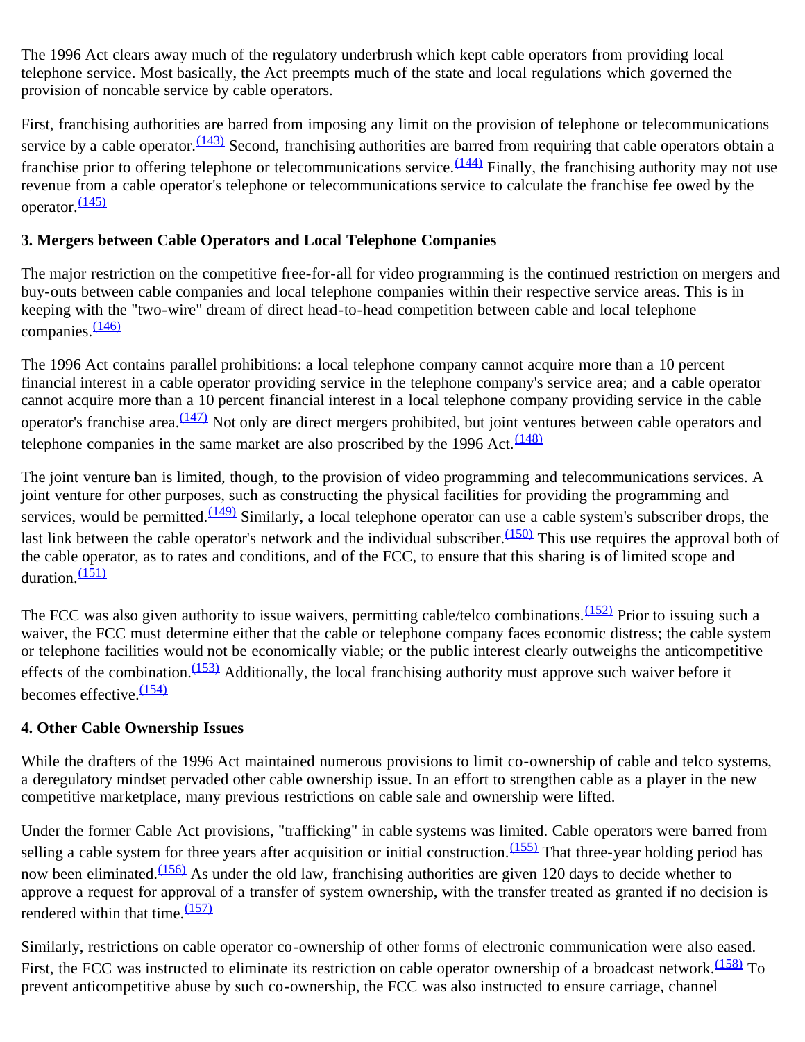The 1996 Act clears away much of the regulatory underbrush which kept cable operators from providing local telephone service. Most basically, the Act preempts much of the state and local regulations which governed the provision of noncable service by cable operators.

First, franchising authorities are barred from imposing any limit on the provision of telephone or telecommunications service by a cable operator.[(143)] Second, franchising authorities are barred from requiring that cable operators obtain a franchise prior to offering telephone or telecommunications service.[(144)] Finally, the franchising authority may not use revenue from a cable operator's telephone or telecommunications service to calculate the franchise fee owed by the operator.[(145)]

### 3. Mergers between Cable Operators and Local Telephone Companies

The major restriction on the competitive free-for-all for video programming is the continued restriction on mergers and buy-outs between cable companies and local telephone companies within their respective service areas. This is in keeping with the "two-wire" dream of direct head-to-head competition between cable and local telephone companies.[(146)]

The 1996 Act contains parallel prohibitions: a local telephone company cannot acquire more than a 10 percent financial interest in a cable operator providing service in the telephone company's service area; and a cable operator cannot acquire more than a 10 percent financial interest in a local telephone company providing service in the cable operator's franchise area.[(147)] Not only are direct mergers prohibited, but joint ventures between cable operators and telephone companies in the same market are also proscribed by the 1996 Act.[(148)]

The joint venture ban is limited, though, to the provision of video programming and telecommunications services. A joint venture for other purposes, such as constructing the physical facilities for providing the programming and services, would be permitted.[(149)] Similarly, a local telephone operator can use a cable system's subscriber drops, the last link between the cable operator's network and the individual subscriber.[(150)] This use requires the approval both of the cable operator, as to rates and conditions, and of the FCC, to ensure that this sharing is of limited scope and duration.[(151)]

The FCC was also given authority to issue waivers, permitting cable/telco combinations.[(152)] Prior to issuing such a waiver, the FCC must determine either that the cable or telephone company faces economic distress; the cable system or telephone facilities would not be economically viable; or the public interest clearly outweighs the anticompetitive effects of the combination.[(153)] Additionally, the local franchising authority must approve such waiver before it becomes effective.[(154)]

### 4. Other Cable Ownership Issues

While the drafters of the 1996 Act maintained numerous provisions to limit co-ownership of cable and telco systems, a deregulatory mindset pervaded other cable ownership issue. In an effort to strengthen cable as a player in the new competitive marketplace, many previous restrictions on cable sale and ownership were lifted.

Under the former Cable Act provisions, "trafficking" in cable systems was limited. Cable operators were barred from selling a cable system for three years after acquisition or initial construction.[(155)] That three-year holding period has now been eliminated.[(156)] As under the old law, franchising authorities are given 120 days to decide whether to approve a request for approval of a transfer of system ownership, with the transfer treated as granted if no decision is rendered within that time.[(157)]

Similarly, restrictions on cable operator co-ownership of other forms of electronic communication were also eased. First, the FCC was instructed to eliminate its restriction on cable operator ownership of a broadcast network.[(158)] To prevent anticompetitive abuse by such co-ownership, the FCC was also instructed to ensure carriage, channel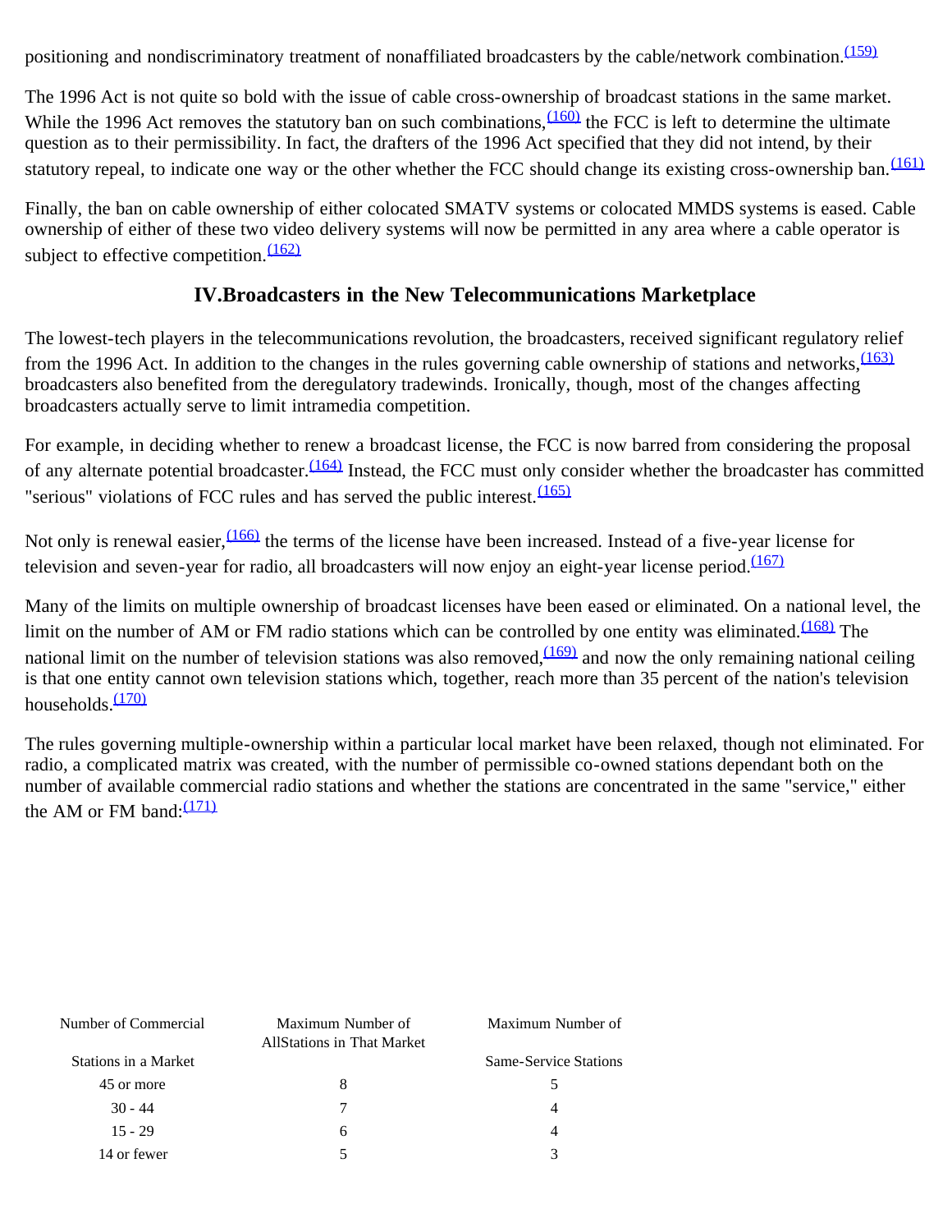positioning and nondiscriminatory treatment of nonaffiliated broadcasters by the cable/network combination.[(159)]

The 1996 Act is not quite so bold with the issue of cable cross-ownership of broadcast stations in the same market. While the 1996 Act removes the statutory ban on such combinations,[(160)] the FCC is left to determine the ultimate question as to their permissibility. In fact, the drafters of the 1996 Act specified that they did not intend, by their statutory repeal, to indicate one way or the other whether the FCC should change its existing cross-ownership ban.[(161)]

Finally, the ban on cable ownership of either colocated SMATV systems or colocated MMDS systems is eased. Cable ownership of either of these two video delivery systems will now be permitted in any area where a cable operator is subject to effective competition.[(162)]

## IV.Broadcasters in the New Telecommunications Marketplace

The lowest-tech players in the telecommunications revolution, the broadcasters, received significant regulatory relief from the 1996 Act. In addition to the changes in the rules governing cable ownership of stations and networks,[(163)] broadcasters also benefited from the deregulatory tradewinds. Ironically, though, most of the changes affecting broadcasters actually serve to limit intramedia competition.

For example, in deciding whether to renew a broadcast license, the FCC is now barred from considering the proposal of any alternate potential broadcaster.[(164)] Instead, the FCC must only consider whether the broadcaster has committed "serious" violations of FCC rules and has served the public interest.[(165)]

Not only is renewal easier,[(166)] the terms of the license have been increased. Instead of a five-year license for television and seven-year for radio, all broadcasters will now enjoy an eight-year license period.[(167)]

Many of the limits on multiple ownership of broadcast licenses have been eased or eliminated. On a national level, the limit on the number of AM or FM radio stations which can be controlled by one entity was eliminated.[(168)] The national limit on the number of television stations was also removed,[(169)] and now the only remaining national ceiling is that one entity cannot own television stations which, together, reach more than 35 percent of the nation's television households.[(170)]

The rules governing multiple-ownership within a particular local market have been relaxed, though not eliminated. For radio, a complicated matrix was created, with the number of permissible co-owned stations dependant both on the number of available commercial radio stations and whether the stations are concentrated in the same "service," either the AM or FM band:[(171)]

| Number of Commercial Stations in a Market | Maximum Number of AllStations in That Market | Maximum Number of Same-Service Stations |
|---|---|---|
| 45 or more | 8 | 5 |
| 30 - 44 | 7 | 4 |
| 15 - 29 | 6 | 4 |
| 14 or fewer | 5 | 3 |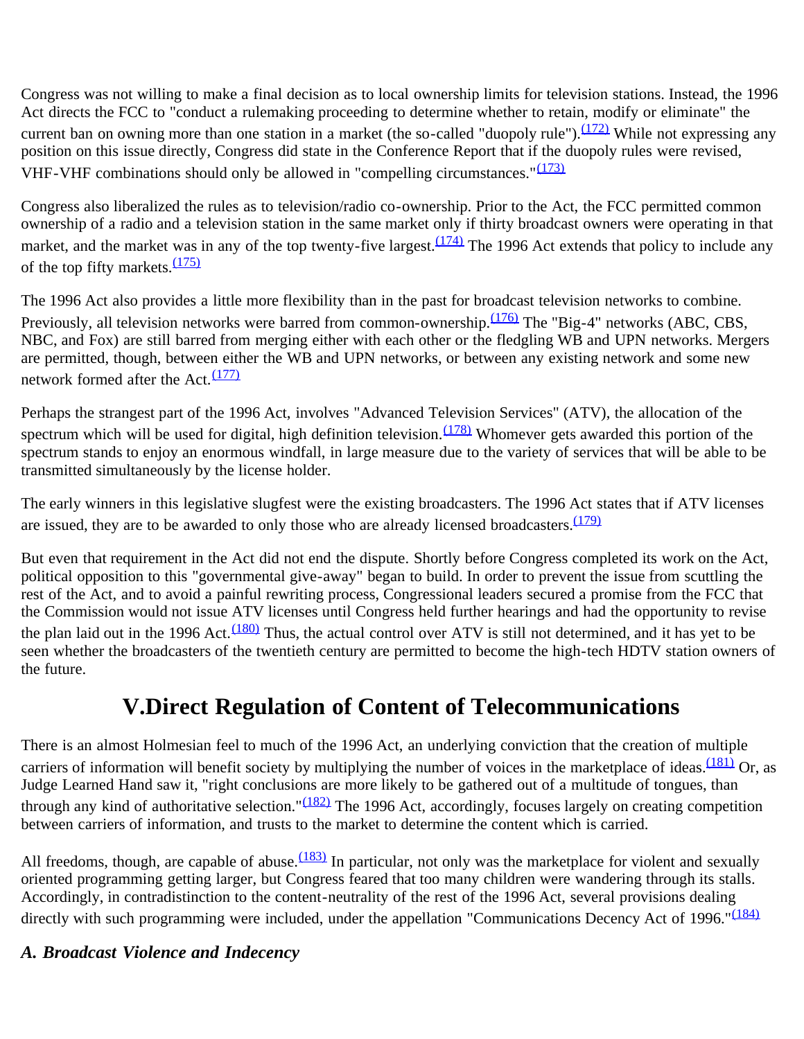Congress was not willing to make a final decision as to local ownership limits for television stations. Instead, the 1996 Act directs the FCC to "conduct a rulemaking proceeding to determine whether to retain, modify or eliminate" the current ban on owning more than one station in a market (the so-called "duopoly rule").[(172)] While not expressing any position on this issue directly, Congress did state in the Conference Report that if the duopoly rules were revised, VHF-VHF combinations should only be allowed in "compelling circumstances."[(173)]

Congress also liberalized the rules as to television/radio co-ownership. Prior to the Act, the FCC permitted common ownership of a radio and a television station in the same market only if thirty broadcast owners were operating in that market, and the market was in any of the top twenty-five largest.[(174)] The 1996 Act extends that policy to include any of the top fifty markets.[(175)]

The 1996 Act also provides a little more flexibility than in the past for broadcast television networks to combine. Previously, all television networks were barred from common-ownership.[(176)] The "Big-4" networks (ABC, CBS, NBC, and Fox) are still barred from merging either with each other or the fledgling WB and UPN networks. Mergers are permitted, though, between either the WB and UPN networks, or between any existing network and some new network formed after the Act.[(177)]

Perhaps the strangest part of the 1996 Act, involves "Advanced Television Services" (ATV), the allocation of the spectrum which will be used for digital, high definition television.[(178)] Whomever gets awarded this portion of the spectrum stands to enjoy an enormous windfall, in large measure due to the variety of services that will be able to be transmitted simultaneously by the license holder.

The early winners in this legislative slugfest were the existing broadcasters. The 1996 Act states that if ATV licenses are issued, they are to be awarded to only those who are already licensed broadcasters.[(179)]

But even that requirement in the Act did not end the dispute. Shortly before Congress completed its work on the Act, political opposition to this "governmental give-away" began to build. In order to prevent the issue from scuttling the rest of the Act, and to avoid a painful rewriting process, Congressional leaders secured a promise from the FCC that the Commission would not issue ATV licenses until Congress held further hearings and had the opportunity to revise the plan laid out in the 1996 Act.[(180)] Thus, the actual control over ATV is still not determined, and it has yet to be seen whether the broadcasters of the twentieth century are permitted to become the high-tech HDTV station owners of the future.

# V.Direct Regulation of Content of Telecommunications

There is an almost Holmesian feel to much of the 1996 Act, an underlying conviction that the creation of multiple carriers of information will benefit society by multiplying the number of voices in the marketplace of ideas.[(181)] Or, as Judge Learned Hand saw it, "right conclusions are more likely to be gathered out of a multitude of tongues, than through any kind of authoritative selection."[(182)] The 1996 Act, accordingly, focuses largely on creating competition between carriers of information, and trusts to the market to determine the content which is carried.

All freedoms, though, are capable of abuse.[(183)] In particular, not only was the marketplace for violent and sexually oriented programming getting larger, but Congress feared that too many children were wandering through its stalls. Accordingly, in contradistinction to the content-neutrality of the rest of the 1996 Act, several provisions dealing directly with such programming were included, under the appellation "Communications Decency Act of 1996."[(184)]

### *A. Broadcast Violence and Indecency*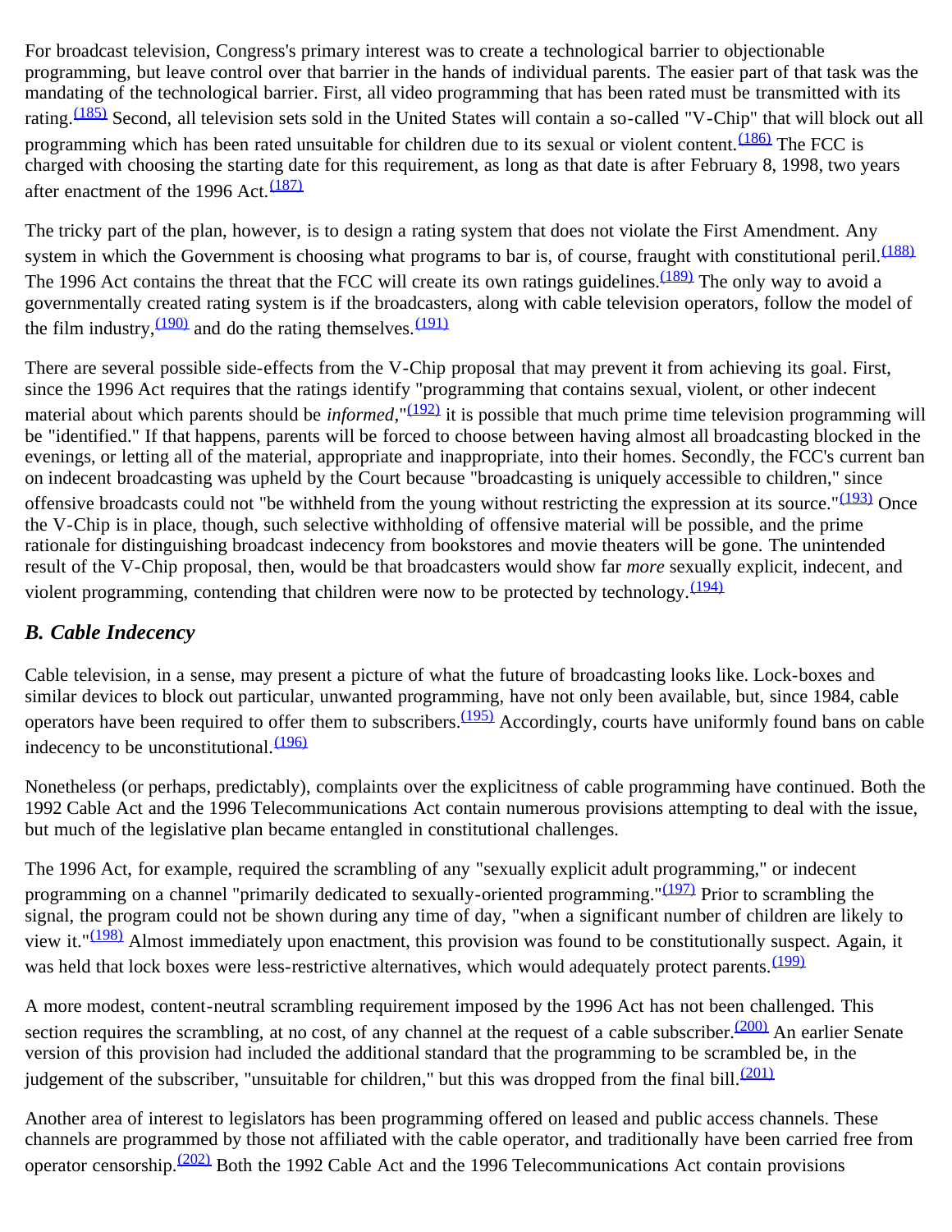For broadcast television, Congress's primary interest was to create a technological barrier to objectionable programming, but leave control over that barrier in the hands of individual parents. The easier part of that task was the mandating of the technological barrier. First, all video programming that has been rated must be transmitted with its rating.[(185)] Second, all television sets sold in the United States will contain a so-called "V-Chip" that will block out all programming which has been rated unsuitable for children due to its sexual or violent content.[(186)] The FCC is charged with choosing the starting date for this requirement, as long as that date is after February 8, 1998, two years after enactment of the 1996 Act.[(187)]

The tricky part of the plan, however, is to design a rating system that does not violate the First Amendment. Any system in which the Government is choosing what programs to bar is, of course, fraught with constitutional peril.[(188)] The 1996 Act contains the threat that the FCC will create its own ratings guidelines.[(189)] The only way to avoid a governmentally created rating system is if the broadcasters, along with cable television operators, follow the model of the film industry,[(190)] and do the rating themselves.[(191)]

There are several possible side-effects from the V-Chip proposal that may prevent it from achieving its goal. First, since the 1996 Act requires that the ratings identify "programming that contains sexual, violent, or other indecent material about which parents should be *informed*,"[(192)] it is possible that much prime time television programming will be "identified." If that happens, parents will be forced to choose between having almost all broadcasting blocked in the evenings, or letting all of the material, appropriate and inappropriate, into their homes. Secondly, the FCC's current ban on indecent broadcasting was upheld by the Court because "broadcasting is uniquely accessible to children," since offensive broadcasts could not "be withheld from the young without restricting the expression at its source."[(193)] Once the V-Chip is in place, though, such selective withholding of offensive material will be possible, and the prime rationale for distinguishing broadcast indecency from bookstores and movie theaters will be gone. The unintended result of the V-Chip proposal, then, would be that broadcasters would show far *more* sexually explicit, indecent, and violent programming, contending that children were now to be protected by technology.[(194)]

### *B. Cable Indecency*

Cable television, in a sense, may present a picture of what the future of broadcasting looks like. Lock-boxes and similar devices to block out particular, unwanted programming, have not only been available, but, since 1984, cable operators have been required to offer them to subscribers.[(195)] Accordingly, courts have uniformly found bans on cable indecency to be unconstitutional.[(196)]

Nonetheless (or perhaps, predictably), complaints over the explicitness of cable programming have continued. Both the 1992 Cable Act and the 1996 Telecommunications Act contain numerous provisions attempting to deal with the issue, but much of the legislative plan became entangled in constitutional challenges.

The 1996 Act, for example, required the scrambling of any "sexually explicit adult programming," or indecent programming on a channel "primarily dedicated to sexually-oriented programming."[(197)] Prior to scrambling the signal, the program could not be shown during any time of day, "when a significant number of children are likely to view it."[(198)] Almost immediately upon enactment, this provision was found to be constitutionally suspect. Again, it was held that lock boxes were less-restrictive alternatives, which would adequately protect parents.[(199)]

A more modest, content-neutral scrambling requirement imposed by the 1996 Act has not been challenged. This section requires the scrambling, at no cost, of any channel at the request of a cable subscriber.[(200)] An earlier Senate version of this provision had included the additional standard that the programming to be scrambled be, in the judgement of the subscriber, "unsuitable for children," but this was dropped from the final bill.[(201)]

Another area of interest to legislators has been programming offered on leased and public access channels. These channels are programmed by those not affiliated with the cable operator, and traditionally have been carried free from operator censorship.[(202)] Both the 1992 Cable Act and the 1996 Telecommunications Act contain provisions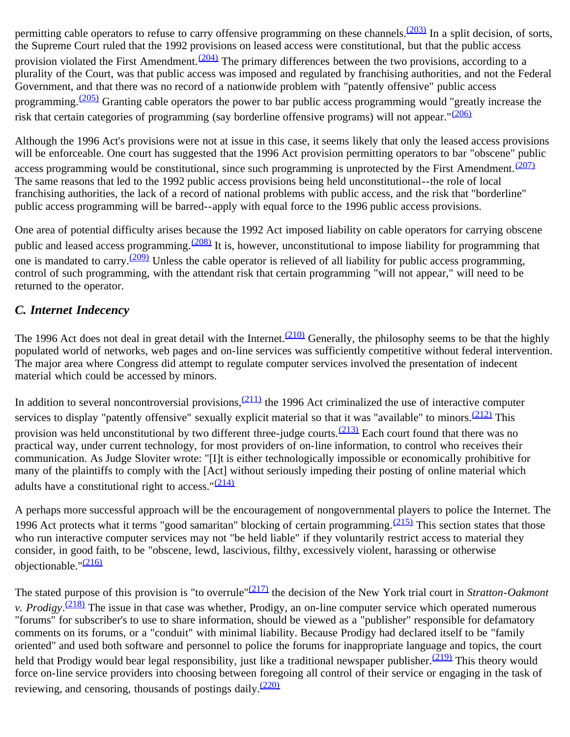permitting cable operators to refuse to carry offensive programming on these channels.[(203)] In a split decision, of sorts, the Supreme Court ruled that the 1992 provisions on leased access were constitutional, but that the public access provision violated the First Amendment.[(204)] The primary differences between the two provisions, according to a plurality of the Court, was that public access was imposed and regulated by franchising authorities, and not the Federal Government, and that there was no record of a nationwide problem with "patently offensive" public access programming.[(205)] Granting cable operators the power to bar public access programming would "greatly increase the risk that certain categories of programming (say borderline offensive programs) will not appear."[(206)]

Although the 1996 Act's provisions were not at issue in this case, it seems likely that only the leased access provisions will be enforceable. One court has suggested that the 1996 Act provision permitting operators to bar "obscene" public access programming would be constitutional, since such programming is unprotected by the First Amendment.[(207)] The same reasons that led to the 1992 public access provisions being held unconstitutional--the role of local franchising authorities, the lack of a record of national problems with public access, and the risk that "borderline" public access programming will be barred--apply with equal force to the 1996 public access provisions.

One area of potential difficulty arises because the 1992 Act imposed liability on cable operators for carrying obscene public and leased access programming.[(208)] It is, however, unconstitutional to impose liability for programming that one is mandated to carry.[(209)] Unless the cable operator is relieved of all liability for public access programming, control of such programming, with the attendant risk that certain programming "will not appear," will need to be returned to the operator.

### *C. Internet Indecency*

The 1996 Act does not deal in great detail with the Internet.[(210)] Generally, the philosophy seems to be that the highly populated world of networks, web pages and on-line services was sufficiently competitive without federal intervention. The major area where Congress did attempt to regulate computer services involved the presentation of indecent material which could be accessed by minors.

In addition to several noncontroversial provisions,[(211)] the 1996 Act criminalized the use of interactive computer services to display "patently offensive" sexually explicit material so that it was "available" to minors.[(212)] This provision was held unconstitutional by two different three-judge courts.[(213)] Each court found that there was no practical way, under current technology, for most providers of on-line information, to control who receives their communication. As Judge Sloviter wrote: "[I]t is either technologically impossible or economically prohibitive for many of the plaintiffs to comply with the [Act] without seriously impeding their posting of online material which adults have a constitutional right to access."[(214)]

A perhaps more successful approach will be the encouragement of nongovernmental players to police the Internet. The 1996 Act protects what it terms "good samaritan" blocking of certain programming.[(215)] This section states that those who run interactive computer services may not "be held liable" if they voluntarily restrict access to material they consider, in good faith, to be "obscene, lewd, lascivious, filthy, excessively violent, harassing or otherwise objectionable."[(216)]

The stated purpose of this provision is "to overrule"[(217)] the decision of the New York trial court in *Stratton-Oakmont v. Prodigy*.[(218)] The issue in that case was whether, Prodigy, an on-line computer service which operated numerous "forums" for subscriber's to use to share information, should be viewed as a "publisher" responsible for defamatory comments on its forums, or a "conduit" with minimal liability. Because Prodigy had declared itself to be "family oriented" and used both software and personnel to police the forums for inappropriate language and topics, the court held that Prodigy would bear legal responsibility, just like a traditional newspaper publisher.[(219)] This theory would force on-line service providers into choosing between foregoing all control of their service or engaging in the task of reviewing, and censoring, thousands of postings daily.[(220)]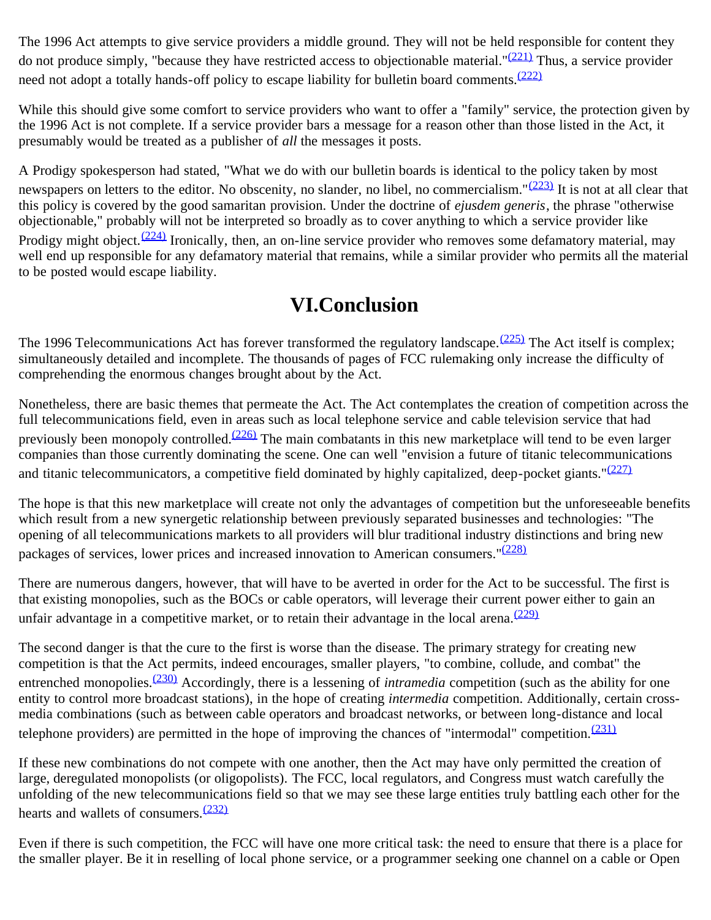The 1996 Act attempts to give service providers a middle ground. They will not be held responsible for content they do not produce simply, "because they have restricted access to objectionable material."[(221)] Thus, a service provider need not adopt a totally hands-off policy to escape liability for bulletin board comments.[(222)]

While this should give some comfort to service providers who want to offer a "family" service, the protection given by the 1996 Act is not complete. If a service provider bars a message for a reason other than those listed in the Act, it presumably would be treated as a publisher of *all* the messages it posts.

A Prodigy spokesperson had stated, "What we do with our bulletin boards is identical to the policy taken by most newspapers on letters to the editor. No obscenity, no slander, no libel, no commercialism."[(223)] It is not at all clear that this policy is covered by the good samaritan provision. Under the doctrine of *ejusdem generis*, the phrase "otherwise objectionable," probably will not be interpreted so broadly as to cover anything to which a service provider like Prodigy might object.[(224)] Ironically, then, an on-line service provider who removes some defamatory material, may well end up responsible for any defamatory material that remains, while a similar provider who permits all the material to be posted would escape liability.

# VI.Conclusion

The 1996 Telecommunications Act has forever transformed the regulatory landscape.[(225)] The Act itself is complex; simultaneously detailed and incomplete. The thousands of pages of FCC rulemaking only increase the difficulty of comprehending the enormous changes brought about by the Act.

Nonetheless, there are basic themes that permeate the Act. The Act contemplates the creation of competition across the full telecommunications field, even in areas such as local telephone service and cable television service that had previously been monopoly controlled.[(226)] The main combatants in this new marketplace will tend to be even larger companies than those currently dominating the scene. One can well "envision a future of titanic telecommunications and titanic telecommunicators, a competitive field dominated by highly capitalized, deep-pocket giants."[(227)]

The hope is that this new marketplace will create not only the advantages of competition but the unforeseeable benefits which result from a new synergetic relationship between previously separated businesses and technologies: "The opening of all telecommunications markets to all providers will blur traditional industry distinctions and bring new packages of services, lower prices and increased innovation to American consumers."[(228)]

There are numerous dangers, however, that will have to be averted in order for the Act to be successful. The first is that existing monopolies, such as the BOCs or cable operators, will leverage their current power either to gain an unfair advantage in a competitive market, or to retain their advantage in the local arena.[(229)]

The second danger is that the cure to the first is worse than the disease. The primary strategy for creating new competition is that the Act permits, indeed encourages, smaller players, "to combine, collude, and combat" the entrenched monopolies.[(230)] Accordingly, there is a lessening of *intramedia* competition (such as the ability for one entity to control more broadcast stations), in the hope of creating *intermedia* competition. Additionally, certain cross-media combinations (such as between cable operators and broadcast networks, or between long-distance and local telephone providers) are permitted in the hope of improving the chances of "intermodal" competition.[(231)]

If these new combinations do not compete with one another, then the Act may have only permitted the creation of large, deregulated monopolists (or oligopolists). The FCC, local regulators, and Congress must watch carefully the unfolding of the new telecommunications field so that we may see these large entities truly battling each other for the hearts and wallets of consumers.[(232)]

Even if there is such competition, the FCC will have one more critical task: the need to ensure that there is a place for the smaller player. Be it in reselling of local phone service, or a programmer seeking one channel on a cable or Open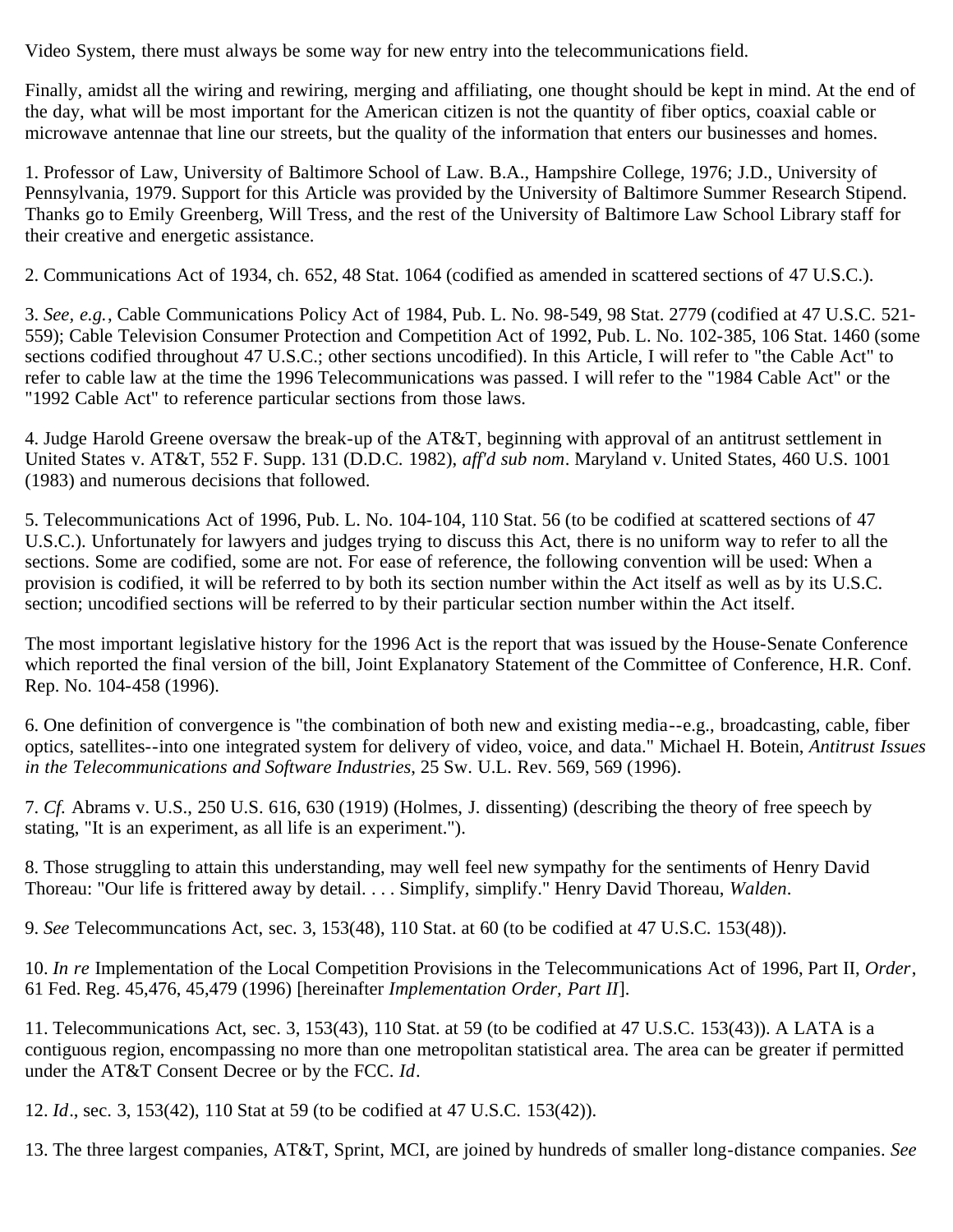Video System, there must always be some way for new entry into the telecommunications field.

Finally, amidst all the wiring and rewiring, merging and affiliating, one thought should be kept in mind. At the end of the day, what will be most important for the American citizen is not the quantity of fiber optics, coaxial cable or microwave antennae that line our streets, but the quality of the information that enters our businesses and homes.

1. Professor of Law, University of Baltimore School of Law. B.A., Hampshire College, 1976; J.D., University of Pennsylvania, 1979. Support for this Article was provided by the University of Baltimore Summer Research Stipend. Thanks go to Emily Greenberg, Will Tress, and the rest of the University of Baltimore Law School Library staff for their creative and energetic assistance.

2. Communications Act of 1934, ch. 652, 48 Stat. 1064 (codified as amended in scattered sections of 47 U.S.C.).

3. *See, e.g.*, Cable Communications Policy Act of 1984, Pub. L. No. 98-549, 98 Stat. 2779 (codified at 47 U.S.C. 521-559); Cable Television Consumer Protection and Competition Act of 1992, Pub. L. No. 102-385, 106 Stat. 1460 (some sections codified throughout 47 U.S.C.; other sections uncodified). In this Article, I will refer to "the Cable Act" to refer to cable law at the time the 1996 Telecommunications was passed. I will refer to the "1984 Cable Act" or the "1992 Cable Act" to reference particular sections from those laws.

4. Judge Harold Greene oversaw the break-up of the AT&T, beginning with approval of an antitrust settlement in United States v. AT&T, 552 F. Supp. 131 (D.D.C. 1982), *aff'd sub nom*. Maryland v. United States, 460 U.S. 1001 (1983) and numerous decisions that followed.

5. Telecommunications Act of 1996, Pub. L. No. 104-104, 110 Stat. 56 (to be codified at scattered sections of 47 U.S.C.). Unfortunately for lawyers and judges trying to discuss this Act, there is no uniform way to refer to all the sections. Some are codified, some are not. For ease of reference, the following convention will be used: When a provision is codified, it will be referred to by both its section number within the Act itself as well as by its U.S.C. section; uncodified sections will be referred to by their particular section number within the Act itself.

The most important legislative history for the 1996 Act is the report that was issued by the House-Senate Conference which reported the final version of the bill, Joint Explanatory Statement of the Committee of Conference, H.R. Conf. Rep. No. 104-458 (1996).

6. One definition of convergence is "the combination of both new and existing media--e.g., broadcasting, cable, fiber optics, satellites--into one integrated system for delivery of video, voice, and data." Michael H. Botein, *Antitrust Issues in the Telecommunications and Software Industries*, 25 Sw. U.L. Rev. 569, 569 (1996).

7. *Cf.* Abrams v. U.S., 250 U.S. 616, 630 (1919) (Holmes, J. dissenting) (describing the theory of free speech by stating, "It is an experiment, as all life is an experiment.").

8. Those struggling to attain this understanding, may well feel new sympathy for the sentiments of Henry David Thoreau: "Our life is frittered away by detail. . . . Simplify, simplify." Henry David Thoreau, *Walden*.

9. *See* Telecommuncations Act, sec. 3, 153(48), 110 Stat. at 60 (to be codified at 47 U.S.C. 153(48)).

10. *In re* Implementation of the Local Competition Provisions in the Telecommunications Act of 1996, Part II, *Order*, 61 Fed. Reg. 45,476, 45,479 (1996) [hereinafter *Implementation Order, Part II*].

11. Telecommunications Act, sec. 3, 153(43), 110 Stat. at 59 (to be codified at 47 U.S.C. 153(43)). A LATA is a contiguous region, encompassing no more than one metropolitan statistical area. The area can be greater if permitted under the AT&T Consent Decree or by the FCC. *Id*.

12. *Id*., sec. 3, 153(42), 110 Stat at 59 (to be codified at 47 U.S.C. 153(42)).

13. The three largest companies, AT&T, Sprint, MCI, are joined by hundreds of smaller long-distance companies. *See*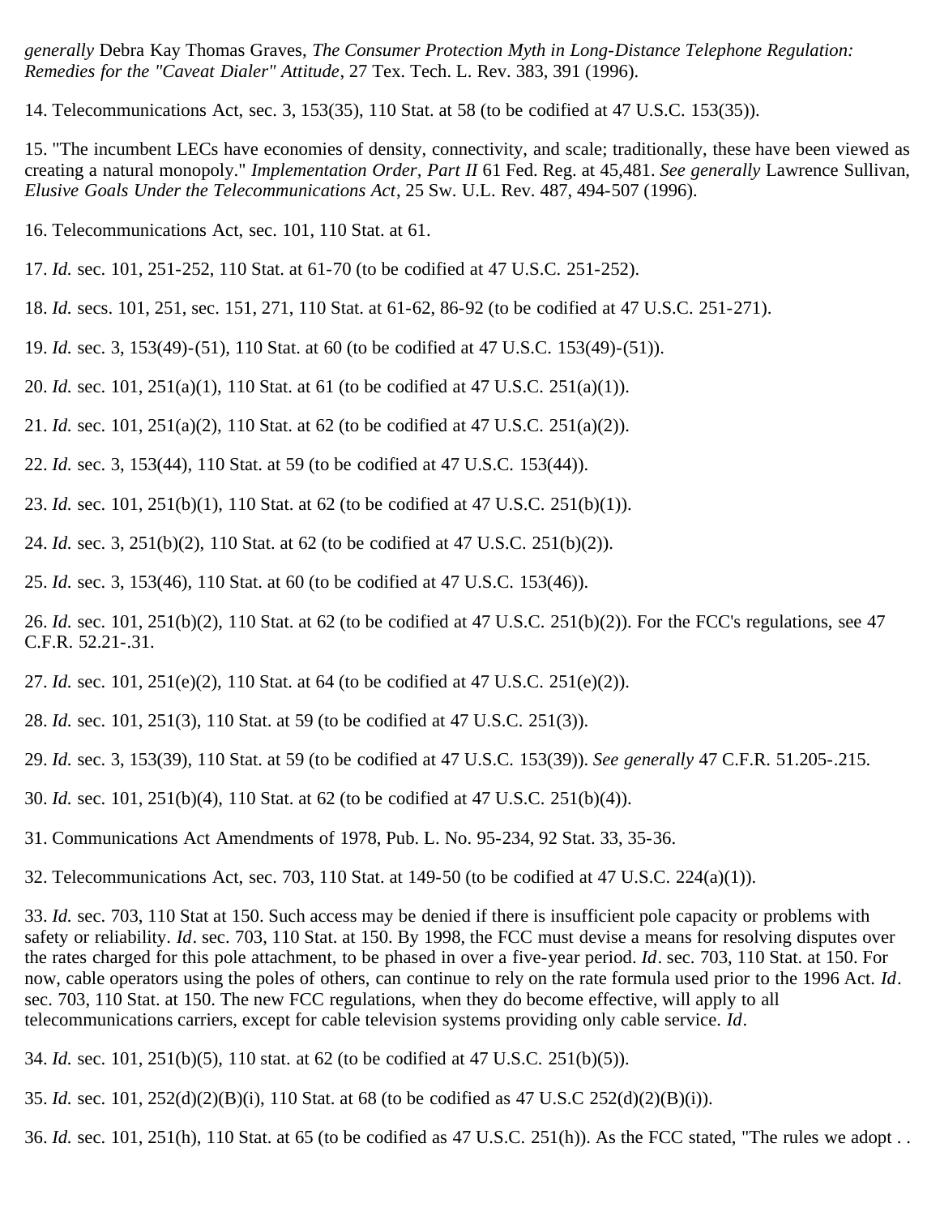*generally* Debra Kay Thomas Graves, *The Consumer Protection Myth in Long-Distance Telephone Regulation: Remedies for the "Caveat Dialer" Attitude*, 27 Tex. Tech. L. Rev. 383, 391 (1996).

14. Telecommunications Act, sec. 3, 153(35), 110 Stat. at 58 (to be codified at 47 U.S.C. 153(35)).

15. "The incumbent LECs have economies of density, connectivity, and scale; traditionally, these have been viewed as creating a natural monopoly." *Implementation Order, Part II* 61 Fed. Reg. at 45,481. *See generally* Lawrence Sullivan, *Elusive Goals Under the Telecommunications Act*, 25 Sw. U.L. Rev. 487, 494-507 (1996).

16. Telecommunications Act, sec. 101, 110 Stat. at 61.

17. *Id.* sec. 101, 251-252, 110 Stat. at 61-70 (to be codified at 47 U.S.C. 251-252).

18. *Id.* secs. 101, 251, sec. 151, 271, 110 Stat. at 61-62, 86-92 (to be codified at 47 U.S.C. 251-271).

19. *Id.* sec. 3, 153(49)-(51), 110 Stat. at 60 (to be codified at 47 U.S.C. 153(49)-(51)).

20. *Id.* sec. 101, 251(a)(1), 110 Stat. at 61 (to be codified at 47 U.S.C. 251(a)(1)).

21. *Id.* sec. 101, 251(a)(2), 110 Stat. at 62 (to be codified at 47 U.S.C. 251(a)(2)).

22. *Id.* sec. 3, 153(44), 110 Stat. at 59 (to be codified at 47 U.S.C. 153(44)).

23. *Id.* sec. 101, 251(b)(1), 110 Stat. at 62 (to be codified at 47 U.S.C. 251(b)(1)).

24. *Id.* sec. 3, 251(b)(2), 110 Stat. at 62 (to be codified at 47 U.S.C. 251(b)(2)).

25. *Id.* sec. 3, 153(46), 110 Stat. at 60 (to be codified at 47 U.S.C. 153(46)).

26. *Id.* sec. 101, 251(b)(2), 110 Stat. at 62 (to be codified at 47 U.S.C. 251(b)(2)). For the FCC's regulations, see 47 C.F.R. 52.21-.31.

27. *Id.* sec. 101, 251(e)(2), 110 Stat. at 64 (to be codified at 47 U.S.C. 251(e)(2)).

28. *Id.* sec. 101, 251(3), 110 Stat. at 59 (to be codified at 47 U.S.C. 251(3)).

29. *Id.* sec. 3, 153(39), 110 Stat. at 59 (to be codified at 47 U.S.C. 153(39)). *See generally* 47 C.F.R. 51.205-.215.

30. *Id.* sec. 101, 251(b)(4), 110 Stat. at 62 (to be codified at 47 U.S.C. 251(b)(4)).

31. Communications Act Amendments of 1978, Pub. L. No. 95-234, 92 Stat. 33, 35-36.

32. Telecommunications Act, sec. 703, 110 Stat. at 149-50 (to be codified at 47 U.S.C. 224(a)(1)).

33. *Id.* sec. 703, 110 Stat at 150. Such access may be denied if there is insufficient pole capacity or problems with safety or reliability. *Id*. sec. 703, 110 Stat. at 150. By 1998, the FCC must devise a means for resolving disputes over the rates charged for this pole attachment, to be phased in over a five-year period. *Id*. sec. 703, 110 Stat. at 150. For now, cable operators using the poles of others, can continue to rely on the rate formula used prior to the 1996 Act. *Id*. sec. 703, 110 Stat. at 150. The new FCC regulations, when they do become effective, will apply to all telecommunications carriers, except for cable television systems providing only cable service. *Id*.

34. *Id.* sec. 101, 251(b)(5), 110 stat. at 62 (to be codified at 47 U.S.C. 251(b)(5)).

35. *Id.* sec. 101, 252(d)(2)(B)(i), 110 Stat. at 68 (to be codified as 47 U.S.C 252(d)(2)(B)(i)).

36. *Id.* sec. 101, 251(h), 110 Stat. at 65 (to be codified as 47 U.S.C. 251(h)). As the FCC stated, "The rules we adopt . .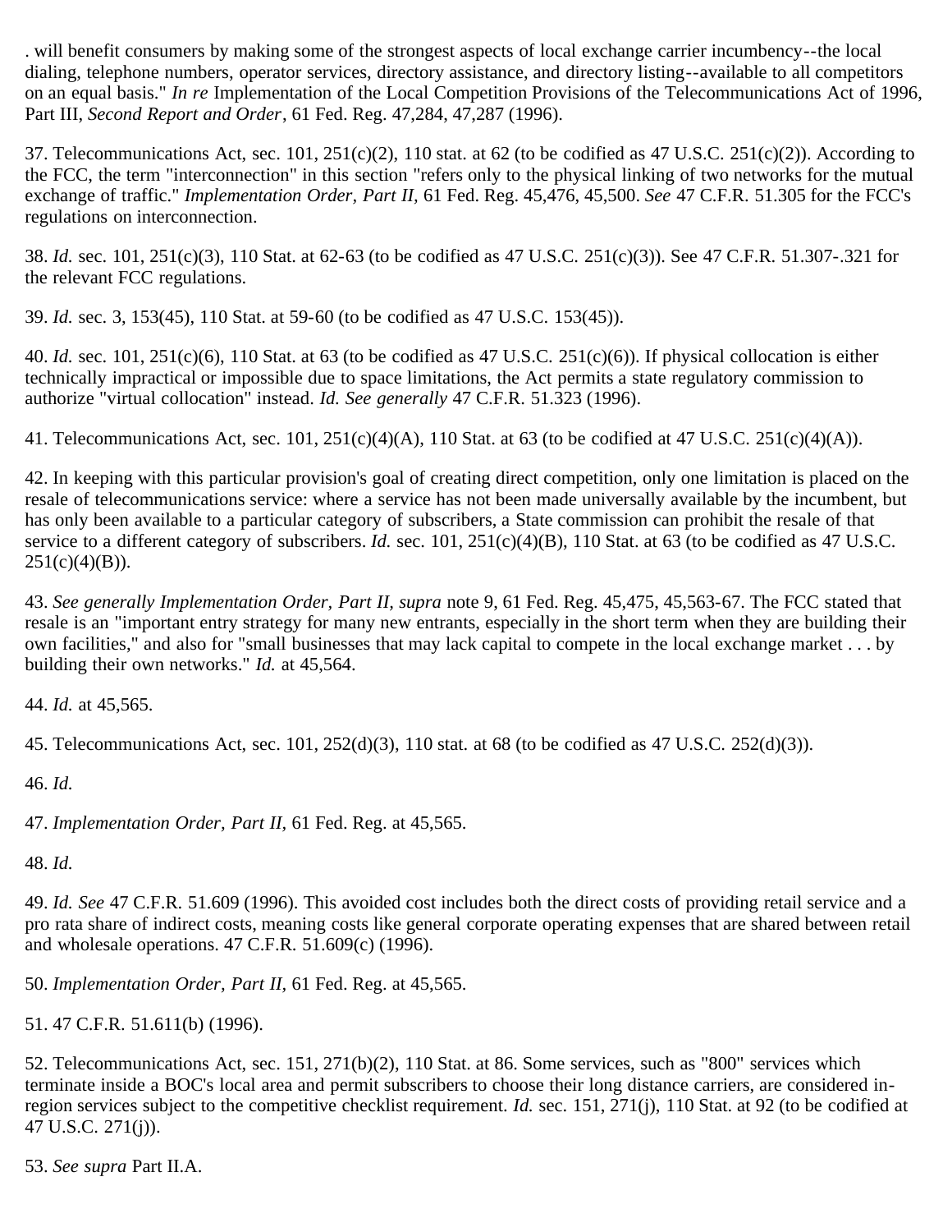. will benefit consumers by making some of the strongest aspects of local exchange carrier incumbency--the local dialing, telephone numbers, operator services, directory assistance, and directory listing--available to all competitors on an equal basis." *In re* Implementation of the Local Competition Provisions of the Telecommunications Act of 1996, Part III, *Second Report and Order*, 61 Fed. Reg. 47,284, 47,287 (1996).

37. Telecommunications Act, sec. 101, 251(c)(2), 110 stat. at 62 (to be codified as 47 U.S.C. 251(c)(2)). According to the FCC, the term "interconnection" in this section "refers only to the physical linking of two networks for the mutual exchange of traffic." *Implementation Order, Part II,* 61 Fed. Reg. 45,476, 45,500. *See* 47 C.F.R. 51.305 for the FCC's regulations on interconnection.

38. *Id.* sec. 101, 251(c)(3), 110 Stat. at 62-63 (to be codified as 47 U.S.C. 251(c)(3)). See 47 C.F.R. 51.307-.321 for the relevant FCC regulations.

39. *Id.* sec. 3, 153(45), 110 Stat. at 59-60 (to be codified as 47 U.S.C. 153(45)).

40. *Id.* sec. 101, 251(c)(6), 110 Stat. at 63 (to be codified as 47 U.S.C. 251(c)(6)). If physical collocation is either technically impractical or impossible due to space limitations, the Act permits a state regulatory commission to authorize "virtual collocation" instead. *Id. See generally* 47 C.F.R. 51.323 (1996).

41. Telecommunications Act, sec. 101, 251(c)(4)(A), 110 Stat. at 63 (to be codified at 47 U.S.C. 251(c)(4)(A)).

42. In keeping with this particular provision's goal of creating direct competition, only one limitation is placed on the resale of telecommunications service: where a service has not been made universally available by the incumbent, but has only been available to a particular category of subscribers, a State commission can prohibit the resale of that service to a different category of subscribers. *Id.* sec. 101, 251(c)(4)(B), 110 Stat. at 63 (to be codified as 47 U.S.C. 251(c)(4)(B)).

43. *See generally Implementation Order, Part II, supra* note 9, 61 Fed. Reg. 45,475, 45,563-67. The FCC stated that resale is an "important entry strategy for many new entrants, especially in the short term when they are building their own facilities," and also for "small businesses that may lack capital to compete in the local exchange market . . . by building their own networks." *Id.* at 45,564.

44. *Id.* at 45,565.

45. Telecommunications Act, sec. 101, 252(d)(3), 110 stat. at 68 (to be codified as 47 U.S.C. 252(d)(3)).

46. *Id.*

47. *Implementation Order, Part II,* 61 Fed. Reg. at 45,565.

48. *Id.*

49. *Id. See* 47 C.F.R. 51.609 (1996). This avoided cost includes both the direct costs of providing retail service and a pro rata share of indirect costs, meaning costs like general corporate operating expenses that are shared between retail and wholesale operations. 47 C.F.R. 51.609(c) (1996).

50. *Implementation Order, Part II,* 61 Fed. Reg. at 45,565.

51. 47 C.F.R. 51.611(b) (1996).

52. Telecommunications Act, sec. 151, 271(b)(2), 110 Stat. at 86. Some services, such as "800" services which terminate inside a BOC's local area and permit subscribers to choose their long distance carriers, are considered in-region services subject to the competitive checklist requirement. *Id.* sec. 151, 271(j), 110 Stat. at 92 (to be codified at 47 U.S.C. 271(j)).

53. *See supra* Part II.A.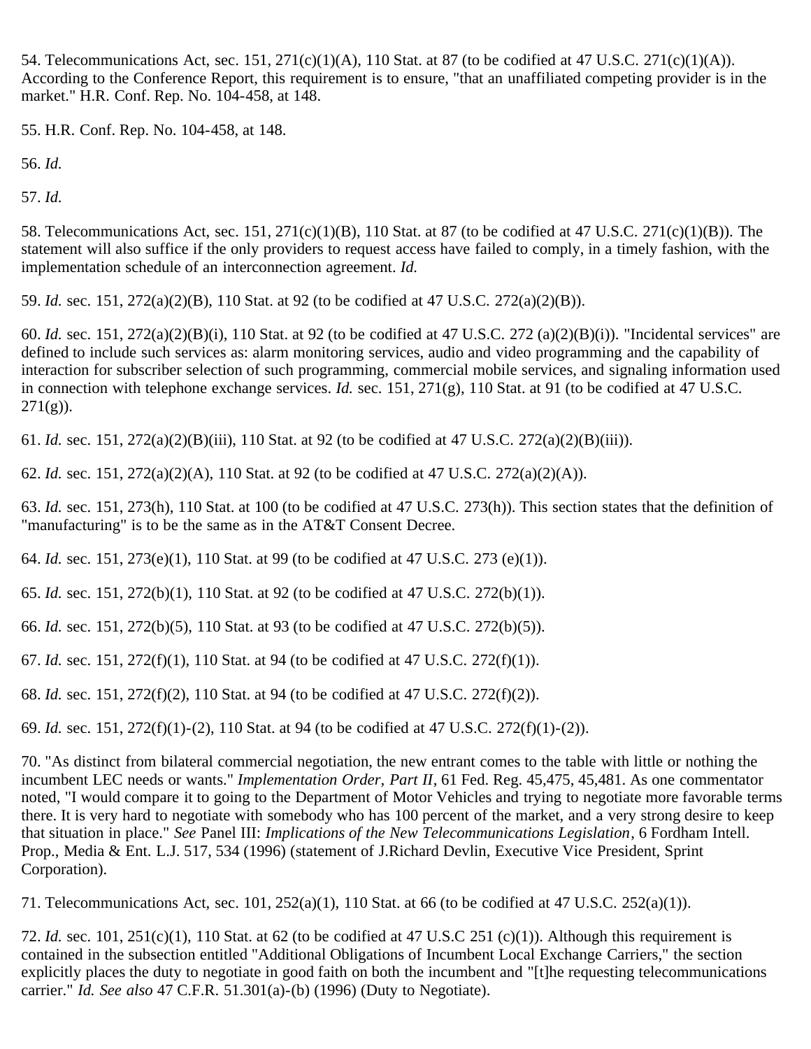54. Telecommunications Act, sec. 151, 271(c)(1)(A), 110 Stat. at 87 (to be codified at 47 U.S.C. 271(c)(1)(A)). According to the Conference Report, this requirement is to ensure, "that an unaffiliated competing provider is in the market." H.R. Conf. Rep. No. 104-458, at 148.

55. H.R. Conf. Rep. No. 104-458, at 148.

56. *Id.*

57. *Id.*

58. Telecommunications Act, sec. 151, 271(c)(1)(B), 110 Stat. at 87 (to be codified at 47 U.S.C. 271(c)(1)(B)). The statement will also suffice if the only providers to request access have failed to comply, in a timely fashion, with the implementation schedule of an interconnection agreement. *Id.*

59. *Id.* sec. 151, 272(a)(2)(B), 110 Stat. at 92 (to be codified at 47 U.S.C. 272(a)(2)(B)).

60. *Id.* sec. 151, 272(a)(2)(B)(i), 110 Stat. at 92 (to be codified at 47 U.S.C. 272 (a)(2)(B)(i)). "Incidental services" are defined to include such services as: alarm monitoring services, audio and video programming and the capability of interaction for subscriber selection of such programming, commercial mobile services, and signaling information used in connection with telephone exchange services. *Id.* sec. 151, 271(g), 110 Stat. at 91 (to be codified at 47 U.S.C. 271(g)).

61. *Id.* sec. 151, 272(a)(2)(B)(iii), 110 Stat. at 92 (to be codified at 47 U.S.C. 272(a)(2)(B)(iii)).

62. *Id.* sec. 151, 272(a)(2)(A), 110 Stat. at 92 (to be codified at 47 U.S.C. 272(a)(2)(A)).

63. *Id.* sec. 151, 273(h), 110 Stat. at 100 (to be codified at 47 U.S.C. 273(h)). This section states that the definition of "manufacturing" is to be the same as in the AT&T Consent Decree.

64. *Id.* sec. 151, 273(e)(1), 110 Stat. at 99 (to be codified at 47 U.S.C. 273 (e)(1)).

65. *Id.* sec. 151, 272(b)(1), 110 Stat. at 92 (to be codified at 47 U.S.C. 272(b)(1)).

66. *Id.* sec. 151, 272(b)(5), 110 Stat. at 93 (to be codified at 47 U.S.C. 272(b)(5)).

67. *Id.* sec. 151, 272(f)(1), 110 Stat. at 94 (to be codified at 47 U.S.C. 272(f)(1)).

68. *Id.* sec. 151, 272(f)(2), 110 Stat. at 94 (to be codified at 47 U.S.C. 272(f)(2)).

69. *Id.* sec. 151, 272(f)(1)-(2), 110 Stat. at 94 (to be codified at 47 U.S.C. 272(f)(1)-(2)).

70. "As distinct from bilateral commercial negotiation, the new entrant comes to the table with little or nothing the incumbent LEC needs or wants." *Implementation Order, Part II*, 61 Fed. Reg. 45,475, 45,481. As one commentator noted, "I would compare it to going to the Department of Motor Vehicles and trying to negotiate more favorable terms there. It is very hard to negotiate with somebody who has 100 percent of the market, and a very strong desire to keep that situation in place." *See* Panel III: *Implications of the New Telecommunications Legislation*, 6 Fordham Intell. Prop., Media & Ent. L.J. 517, 534 (1996) (statement of J.Richard Devlin, Executive Vice President, Sprint Corporation).

71. Telecommunications Act, sec. 101, 252(a)(1), 110 Stat. at 66 (to be codified at 47 U.S.C. 252(a)(1)).

72. *Id.* sec. 101, 251(c)(1), 110 Stat. at 62 (to be codified at 47 U.S.C 251 (c)(1)). Although this requirement is contained in the subsection entitled "Additional Obligations of Incumbent Local Exchange Carriers," the section explicitly places the duty to negotiate in good faith on both the incumbent and "[t]he requesting telecommunications carrier." *Id. See also* 47 C.F.R. 51.301(a)-(b) (1996) (Duty to Negotiate).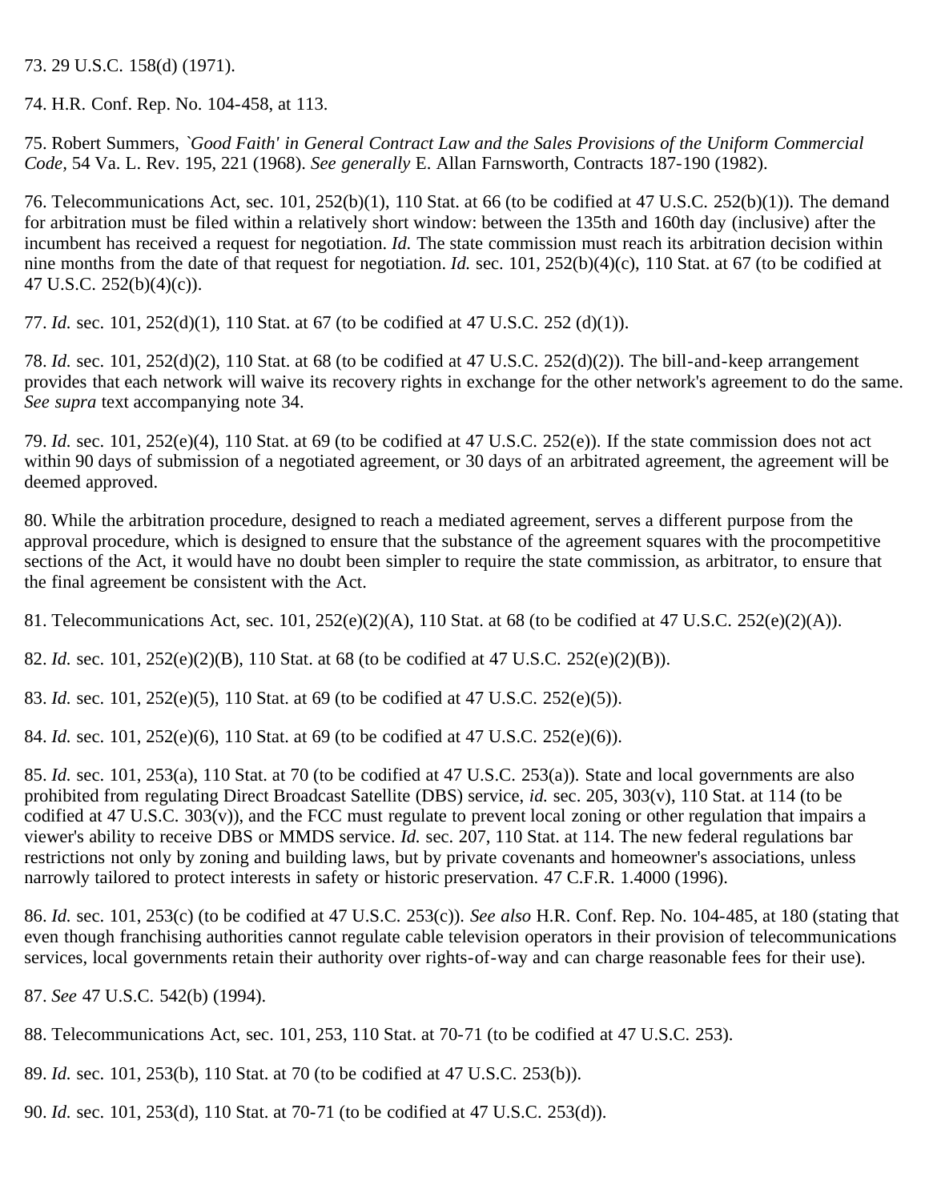73. 29 U.S.C. 158(d) (1971).

74. H.R. Conf. Rep. No. 104-458, at 113.

75. Robert Summers, *`Good Faith' in General Contract Law and the Sales Provisions of the Uniform Commercial Code*, 54 Va. L. Rev. 195, 221 (1968). *See generally* E. Allan Farnsworth, Contracts 187-190 (1982).

76. Telecommunications Act, sec. 101, 252(b)(1), 110 Stat. at 66 (to be codified at 47 U.S.C. 252(b)(1)). The demand for arbitration must be filed within a relatively short window: between the 135th and 160th day (inclusive) after the incumbent has received a request for negotiation. *Id.* The state commission must reach its arbitration decision within nine months from the date of that request for negotiation. *Id.* sec. 101, 252(b)(4)(c), 110 Stat. at 67 (to be codified at 47 U.S.C. 252(b)(4)(c)).

77. *Id.* sec. 101, 252(d)(1), 110 Stat. at 67 (to be codified at 47 U.S.C. 252 (d)(1)).

78. *Id.* sec. 101, 252(d)(2), 110 Stat. at 68 (to be codified at 47 U.S.C. 252(d)(2)). The bill-and-keep arrangement provides that each network will waive its recovery rights in exchange for the other network's agreement to do the same. *See supra* text accompanying note 34.

79. *Id.* sec. 101, 252(e)(4), 110 Stat. at 69 (to be codified at 47 U.S.C. 252(e)). If the state commission does not act within 90 days of submission of a negotiated agreement, or 30 days of an arbitrated agreement, the agreement will be deemed approved.

80. While the arbitration procedure, designed to reach a mediated agreement, serves a different purpose from the approval procedure, which is designed to ensure that the substance of the agreement squares with the procompetitive sections of the Act, it would have no doubt been simpler to require the state commission, as arbitrator, to ensure that the final agreement be consistent with the Act.

81. Telecommunications Act, sec. 101, 252(e)(2)(A), 110 Stat. at 68 (to be codified at 47 U.S.C. 252(e)(2)(A)).

82. *Id.* sec. 101, 252(e)(2)(B), 110 Stat. at 68 (to be codified at 47 U.S.C. 252(e)(2)(B)).

83. *Id.* sec. 101, 252(e)(5), 110 Stat. at 69 (to be codified at 47 U.S.C. 252(e)(5)).

84. *Id.* sec. 101, 252(e)(6), 110 Stat. at 69 (to be codified at 47 U.S.C. 252(e)(6)).

85. *Id.* sec. 101, 253(a), 110 Stat. at 70 (to be codified at 47 U.S.C. 253(a)). State and local governments are also prohibited from regulating Direct Broadcast Satellite (DBS) service, *id.* sec. 205, 303(v), 110 Stat. at 114 (to be codified at 47 U.S.C. 303(v)), and the FCC must regulate to prevent local zoning or other regulation that impairs a viewer's ability to receive DBS or MMDS service. *Id.* sec. 207, 110 Stat. at 114. The new federal regulations bar restrictions not only by zoning and building laws, but by private covenants and homeowner's associations, unless narrowly tailored to protect interests in safety or historic preservation. 47 C.F.R. 1.4000 (1996).

86. *Id.* sec. 101, 253(c) (to be codified at 47 U.S.C. 253(c)). *See also* H.R. Conf. Rep. No. 104-485, at 180 (stating that even though franchising authorities cannot regulate cable television operators in their provision of telecommunications services, local governments retain their authority over rights-of-way and can charge reasonable fees for their use).

87. *See* 47 U.S.C. 542(b) (1994).

88. Telecommunications Act, sec. 101, 253, 110 Stat. at 70-71 (to be codified at 47 U.S.C. 253).

89. *Id.* sec. 101, 253(b), 110 Stat. at 70 (to be codified at 47 U.S.C. 253(b)).

90. *Id.* sec. 101, 253(d), 110 Stat. at 70-71 (to be codified at 47 U.S.C. 253(d)).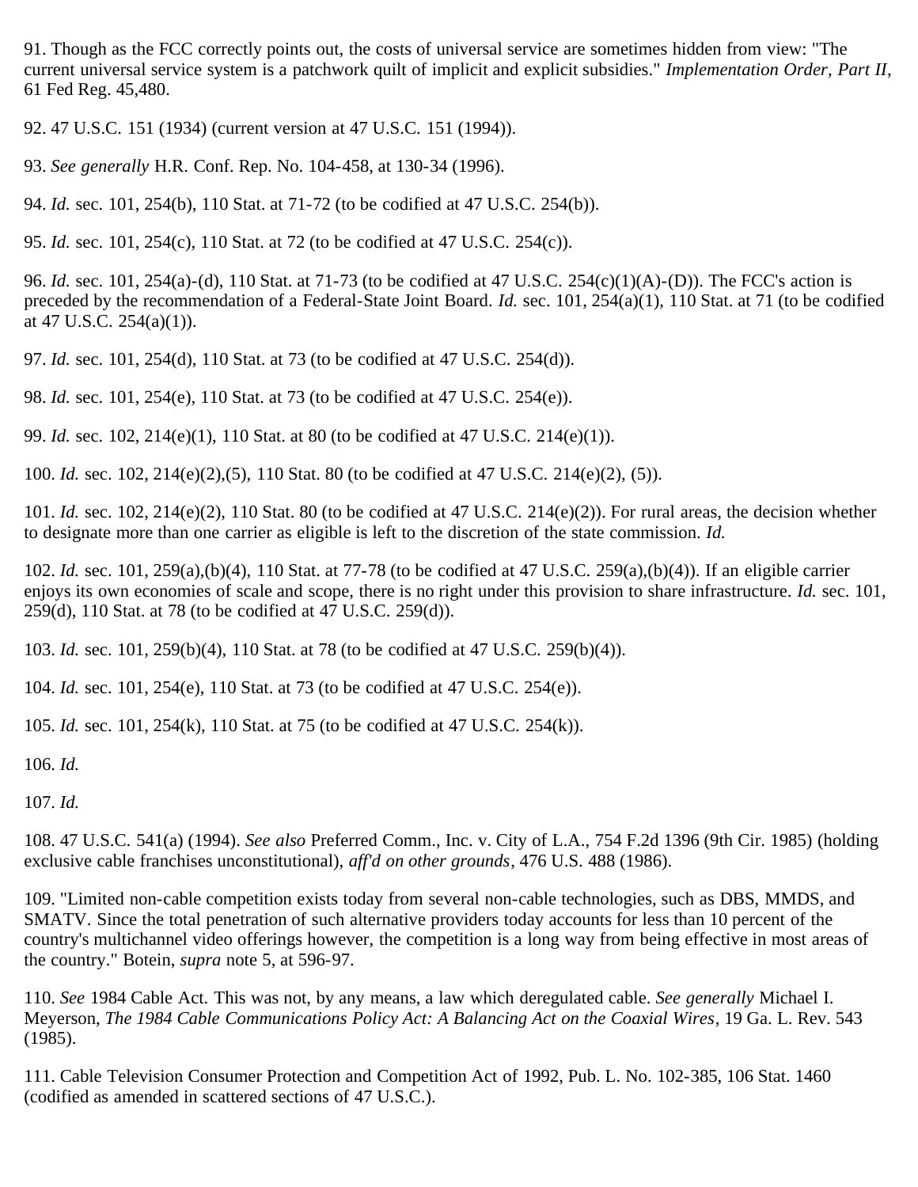91. Though as the FCC correctly points out, the costs of universal service are sometimes hidden from view: "The current universal service system is a patchwork quilt of implicit and explicit subsidies." *Implementation Order, Part II*, 61 Fed Reg. 45,480.

92. 47 U.S.C. 151 (1934) (current version at 47 U.S.C. 151 (1994)).

93. *See generally* H.R. Conf. Rep. No. 104-458, at 130-34 (1996).

94. *Id.* sec. 101, 254(b), 110 Stat. at 71-72 (to be codified at 47 U.S.C. 254(b)).

95. *Id.* sec. 101, 254(c), 110 Stat. at 72 (to be codified at 47 U.S.C. 254(c)).

96. *Id.* sec. 101, 254(a)-(d), 110 Stat. at 71-73 (to be codified at 47 U.S.C. 254(c)(1)(A)-(D)). The FCC's action is preceded by the recommendation of a Federal-State Joint Board. *Id.* sec. 101, 254(a)(1), 110 Stat. at 71 (to be codified at 47 U.S.C. 254(a)(1)).

97. *Id.* sec. 101, 254(d), 110 Stat. at 73 (to be codified at 47 U.S.C. 254(d)).

98. *Id.* sec. 101, 254(e), 110 Stat. at 73 (to be codified at 47 U.S.C. 254(e)).

99. *Id.* sec. 102, 214(e)(1), 110 Stat. at 80 (to be codified at 47 U.S.C. 214(e)(1)).

100. *Id.* sec. 102, 214(e)(2),(5), 110 Stat. 80 (to be codified at 47 U.S.C. 214(e)(2), (5)).

101. *Id.* sec. 102, 214(e)(2), 110 Stat. 80 (to be codified at 47 U.S.C. 214(e)(2)). For rural areas, the decision whether to designate more than one carrier as eligible is left to the discretion of the state commission. *Id.*

102. *Id.* sec. 101, 259(a),(b)(4), 110 Stat. at 77-78 (to be codified at 47 U.S.C. 259(a),(b)(4)). If an eligible carrier enjoys its own economies of scale and scope, there is no right under this provision to share infrastructure. *Id.* sec. 101, 259(d), 110 Stat. at 78 (to be codified at 47 U.S.C. 259(d)).

103. *Id.* sec. 101, 259(b)(4), 110 Stat. at 78 (to be codified at 47 U.S.C. 259(b)(4)).

104. *Id.* sec. 101, 254(e), 110 Stat. at 73 (to be codified at 47 U.S.C. 254(e)).

105. *Id.* sec. 101, 254(k), 110 Stat. at 75 (to be codified at 47 U.S.C. 254(k)).

106. *Id.*

107. *Id.*

108. 47 U.S.C. 541(a) (1994). *See also* Preferred Comm., Inc. v. City of L.A., 754 F.2d 1396 (9th Cir. 1985) (holding exclusive cable franchises unconstitutional), *aff'd on other grounds*, 476 U.S. 488 (1986).

109. "Limited non-cable competition exists today from several non-cable technologies, such as DBS, MMDS, and SMATV. Since the total penetration of such alternative providers today accounts for less than 10 percent of the country's multichannel video offerings however, the competition is a long way from being effective in most areas of the country." Botein, *supra* note 5, at 596-97.

110. *See* 1984 Cable Act. This was not, by any means, a law which deregulated cable. *See generally* Michael I. Meyerson, *The 1984 Cable Communications Policy Act: A Balancing Act on the Coaxial Wires*, 19 Ga. L. Rev. 543 (1985).

111. Cable Television Consumer Protection and Competition Act of 1992, Pub. L. No. 102-385, 106 Stat. 1460 (codified as amended in scattered sections of 47 U.S.C.).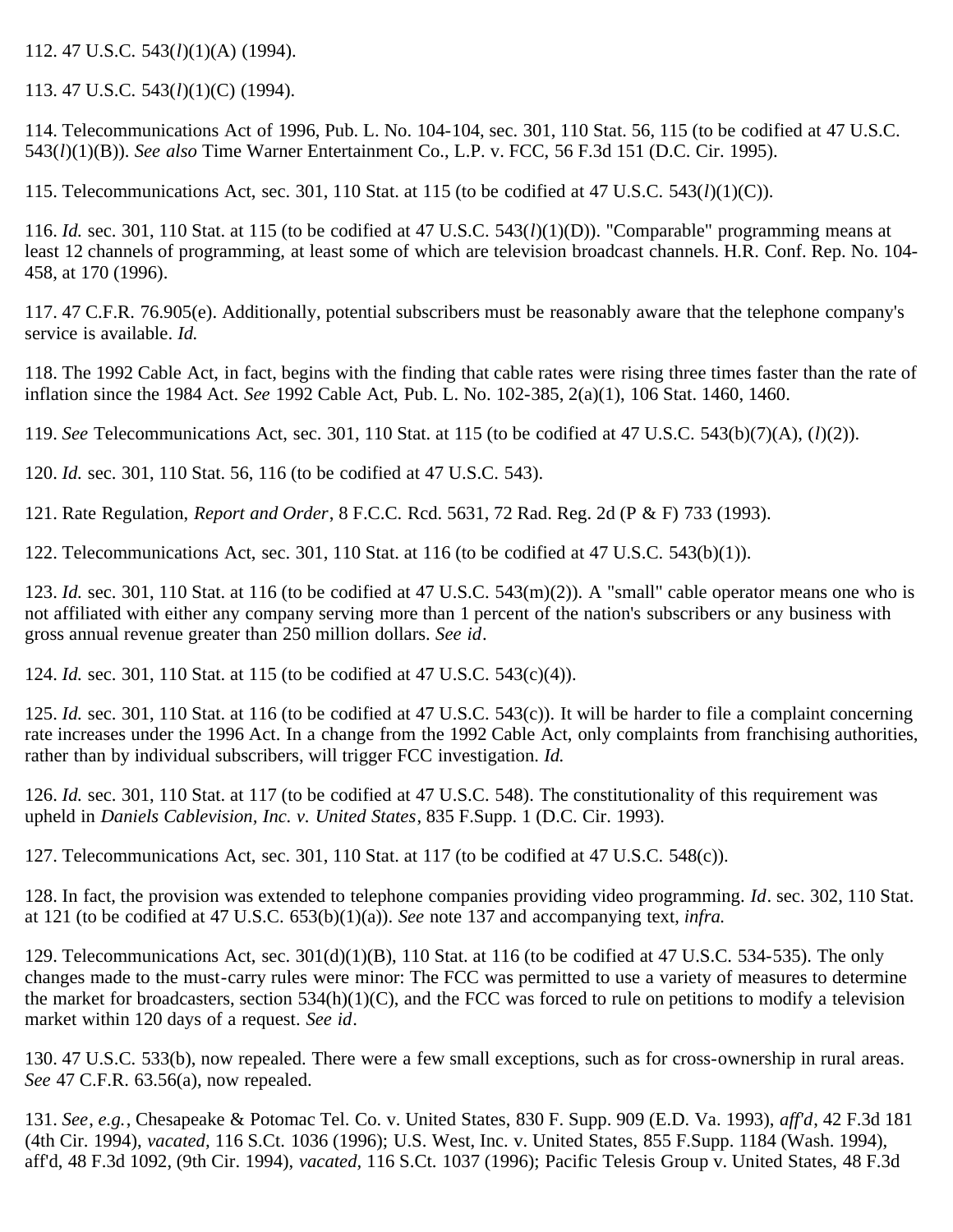112. 47 U.S.C. 543(*l*)(1)(A) (1994).

113. 47 U.S.C. 543(*l*)(1)(C) (1994).

114. Telecommunications Act of 1996, Pub. L. No. 104-104, sec. 301, 110 Stat. 56, 115 (to be codified at 47 U.S.C. 543(*l*)(1)(B)). *See also* Time Warner Entertainment Co., L.P. v. FCC, 56 F.3d 151 (D.C. Cir. 1995).

115. Telecommunications Act, sec. 301, 110 Stat. at 115 (to be codified at 47 U.S.C. 543(*l*)(1)(C)).

116. *Id.* sec. 301, 110 Stat. at 115 (to be codified at 47 U.S.C. 543(*l*)(1)(D)). "Comparable" programming means at least 12 channels of programming, at least some of which are television broadcast channels. H.R. Conf. Rep. No. 104-458, at 170 (1996).

117. 47 C.F.R. 76.905(e). Additionally, potential subscribers must be reasonably aware that the telephone company's service is available. *Id.*

118. The 1992 Cable Act, in fact, begins with the finding that cable rates were rising three times faster than the rate of inflation since the 1984 Act. *See* 1992 Cable Act, Pub. L. No. 102-385, 2(a)(1), 106 Stat. 1460, 1460.

119. *See* Telecommunications Act, sec. 301, 110 Stat. at 115 (to be codified at 47 U.S.C. 543(b)(7)(A), (*l*)(2)).

120. *Id.* sec. 301, 110 Stat. 56, 116 (to be codified at 47 U.S.C. 543).

121. Rate Regulation, *Report and Order*, 8 F.C.C. Rcd. 5631, 72 Rad. Reg. 2d (P & F) 733 (1993).

122. Telecommunications Act, sec. 301, 110 Stat. at 116 (to be codified at 47 U.S.C. 543(b)(1)).

123. *Id.* sec. 301, 110 Stat. at 116 (to be codified at 47 U.S.C. 543(m)(2)). A "small" cable operator means one who is not affiliated with either any company serving more than 1 percent of the nation's subscribers or any business with gross annual revenue greater than 250 million dollars. *See id*.

124. *Id.* sec. 301, 110 Stat. at 115 (to be codified at 47 U.S.C. 543(c)(4)).

125. *Id.* sec. 301, 110 Stat. at 116 (to be codified at 47 U.S.C. 543(c)). It will be harder to file a complaint concerning rate increases under the 1996 Act. In a change from the 1992 Cable Act, only complaints from franchising authorities, rather than by individual subscribers, will trigger FCC investigation. *Id.*

126. *Id.* sec. 301, 110 Stat. at 117 (to be codified at 47 U.S.C. 548). The constitutionality of this requirement was upheld in *Daniels Cablevision, Inc. v. United States*, 835 F.Supp. 1 (D.C. Cir. 1993).

127. Telecommunications Act, sec. 301, 110 Stat. at 117 (to be codified at 47 U.S.C. 548(c)).

128. In fact, the provision was extended to telephone companies providing video programming. *Id*. sec. 302, 110 Stat. at 121 (to be codified at 47 U.S.C. 653(b)(1)(a)). *See* note 137 and accompanying text, *infra.*

129. Telecommunications Act, sec. 301(d)(1)(B), 110 Stat. at 116 (to be codified at 47 U.S.C. 534-535). The only changes made to the must-carry rules were minor: The FCC was permitted to use a variety of measures to determine the market for broadcasters, section 534(h)(1)(C), and the FCC was forced to rule on petitions to modify a television market within 120 days of a request. *See id*.

130. 47 U.S.C. 533(b), now repealed. There were a few small exceptions, such as for cross-ownership in rural areas. *See* 47 C.F.R. 63.56(a), now repealed.

131. *See, e.g.*, Chesapeake & Potomac Tel. Co. v. United States, 830 F. Supp. 909 (E.D. Va. 1993), *aff'd*, 42 F.3d 181 (4th Cir. 1994), *vacated*, 116 S.Ct. 1036 (1996); U.S. West, Inc. v. United States, 855 F.Supp. 1184 (Wash. 1994), aff'd, 48 F.3d 1092, (9th Cir. 1994), *vacated*, 116 S.Ct. 1037 (1996); Pacific Telesis Group v. United States, 48 F.3d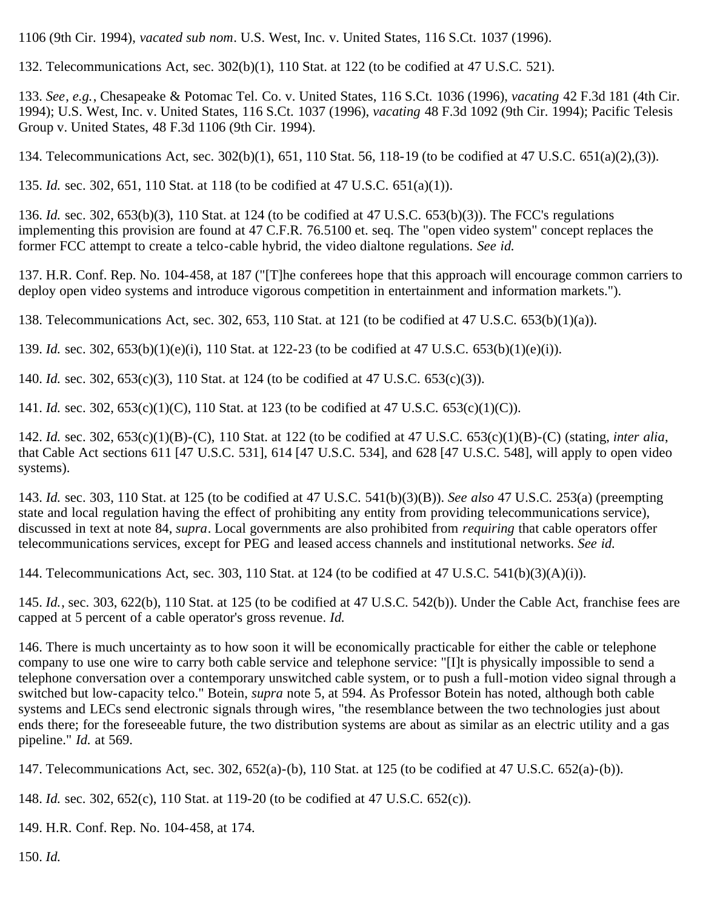1106 (9th Cir. 1994), *vacated sub nom*. U.S. West, Inc. v. United States, 116 S.Ct. 1037 (1996).

132. Telecommunications Act, sec. 302(b)(1), 110 Stat. at 122 (to be codified at 47 U.S.C. 521).

133. *See*, *e.g.*, Chesapeake & Potomac Tel. Co. v. United States, 116 S.Ct. 1036 (1996), *vacating* 42 F.3d 181 (4th Cir. 1994); U.S. West, Inc. v. United States, 116 S.Ct. 1037 (1996), *vacating* 48 F.3d 1092 (9th Cir. 1994); Pacific Telesis Group v. United States, 48 F.3d 1106 (9th Cir. 1994).

134. Telecommunications Act, sec. 302(b)(1), 651, 110 Stat. 56, 118-19 (to be codified at 47 U.S.C. 651(a)(2),(3)).

135. *Id.* sec. 302, 651, 110 Stat. at 118 (to be codified at 47 U.S.C. 651(a)(1)).

136. *Id.* sec. 302, 653(b)(3), 110 Stat. at 124 (to be codified at 47 U.S.C. 653(b)(3)). The FCC's regulations implementing this provision are found at 47 C.F.R. 76.5100 et. seq. The "open video system" concept replaces the former FCC attempt to create a telco-cable hybrid, the video dialtone regulations. *See id.*

137. H.R. Conf. Rep. No. 104-458, at 187 ("[T]he conferees hope that this approach will encourage common carriers to deploy open video systems and introduce vigorous competition in entertainment and information markets.").

138. Telecommunications Act, sec. 302, 653, 110 Stat. at 121 (to be codified at 47 U.S.C. 653(b)(1)(a)).

139. *Id.* sec. 302, 653(b)(1)(e)(i), 110 Stat. at 122-23 (to be codified at 47 U.S.C. 653(b)(1)(e)(i)).

140. *Id.* sec. 302, 653(c)(3), 110 Stat. at 124 (to be codified at 47 U.S.C. 653(c)(3)).

141. *Id.* sec. 302, 653(c)(1)(C), 110 Stat. at 123 (to be codified at 47 U.S.C. 653(c)(1)(C)).

142. *Id.* sec. 302, 653(c)(1)(B)-(C), 110 Stat. at 122 (to be codified at 47 U.S.C. 653(c)(1)(B)-(C) (stating, *inter alia*, that Cable Act sections 611 [47 U.S.C. 531], 614 [47 U.S.C. 534], and 628 [47 U.S.C. 548], will apply to open video systems).

143. *Id.* sec. 303, 110 Stat. at 125 (to be codified at 47 U.S.C. 541(b)(3)(B)). *See also* 47 U.S.C. 253(a) (preempting state and local regulation having the effect of prohibiting any entity from providing telecommunications service), discussed in text at note 84, *supra*. Local governments are also prohibited from *requiring* that cable operators offer telecommunications services, except for PEG and leased access channels and institutional networks. *See id.*

144. Telecommunications Act, sec. 303, 110 Stat. at 124 (to be codified at 47 U.S.C. 541(b)(3)(A)(i)).

145. *Id.*, sec. 303, 622(b), 110 Stat. at 125 (to be codified at 47 U.S.C. 542(b)). Under the Cable Act, franchise fees are capped at 5 percent of a cable operator's gross revenue. *Id.*

146. There is much uncertainty as to how soon it will be economically practicable for either the cable or telephone company to use one wire to carry both cable service and telephone service: "[I]t is physically impossible to send a telephone conversation over a contemporary unswitched cable system, or to push a full-motion video signal through a switched but low-capacity telco." Botein, *supra* note 5, at 594. As Professor Botein has noted, although both cable systems and LECs send electronic signals through wires, "the resemblance between the two technologies just about ends there; for the foreseeable future, the two distribution systems are about as similar as an electric utility and a gas pipeline." *Id.* at 569.

147. Telecommunications Act, sec. 302, 652(a)-(b), 110 Stat. at 125 (to be codified at 47 U.S.C. 652(a)-(b)).

148. *Id.* sec. 302, 652(c), 110 Stat. at 119-20 (to be codified at 47 U.S.C. 652(c)).

149. H.R. Conf. Rep. No. 104-458, at 174.

150. *Id.*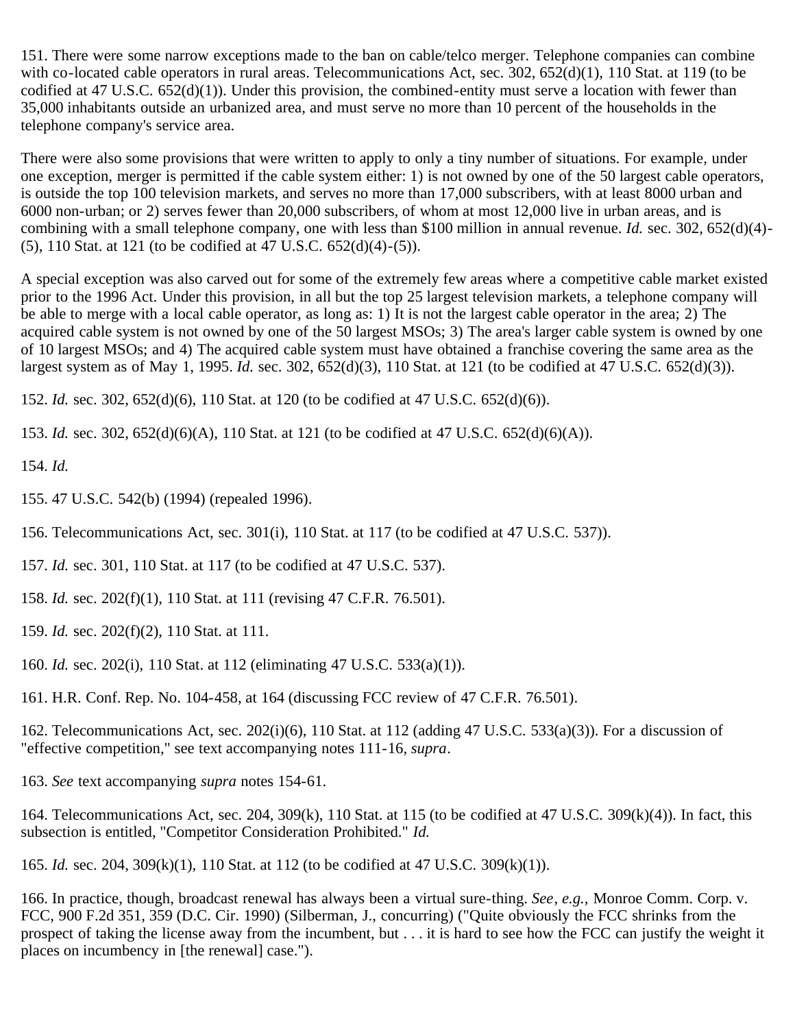151. There were some narrow exceptions made to the ban on cable/telco merger. Telephone companies can combine with co-located cable operators in rural areas. Telecommunications Act, sec. 302, 652(d)(1), 110 Stat. at 119 (to be codified at 47 U.S.C. 652(d)(1)). Under this provision, the combined-entity must serve a location with fewer than 35,000 inhabitants outside an urbanized area, and must serve no more than 10 percent of the households in the telephone company's service area.

There were also some provisions that were written to apply to only a tiny number of situations. For example, under one exception, merger is permitted if the cable system either: 1) is not owned by one of the 50 largest cable operators, is outside the top 100 television markets, and serves no more than 17,000 subscribers, with at least 8000 urban and 6000 non-urban; or 2) serves fewer than 20,000 subscribers, of whom at most 12,000 live in urban areas, and is combining with a small telephone company, one with less than $100 million in annual revenue. *Id.* sec. 302, 652(d)(4)-(5), 110 Stat. at 121 (to be codified at 47 U.S.C. 652(d)(4)-(5)).

A special exception was also carved out for some of the extremely few areas where a competitive cable market existed prior to the 1996 Act. Under this provision, in all but the top 25 largest television markets, a telephone company will be able to merge with a local cable operator, as long as: 1) It is not the largest cable operator in the area; 2) The acquired cable system is not owned by one of the 50 largest MSOs; 3) The area's larger cable system is owned by one of 10 largest MSOs; and 4) The acquired cable system must have obtained a franchise covering the same area as the largest system as of May 1, 1995. *Id.* sec. 302, 652(d)(3), 110 Stat. at 121 (to be codified at 47 U.S.C. 652(d)(3)).

152. *Id.* sec. 302, 652(d)(6), 110 Stat. at 120 (to be codified at 47 U.S.C. 652(d)(6)).

153. *Id.* sec. 302, 652(d)(6)(A), 110 Stat. at 121 (to be codified at 47 U.S.C. 652(d)(6)(A)).

154. *Id.*

155. 47 U.S.C. 542(b) (1994) (repealed 1996).

156. Telecommunications Act, sec. 301(i), 110 Stat. at 117 (to be codified at 47 U.S.C. 537)).

157. *Id.* sec. 301, 110 Stat. at 117 (to be codified at 47 U.S.C. 537).

158. *Id.* sec. 202(f)(1), 110 Stat. at 111 (revising 47 C.F.R. 76.501).

159. *Id.* sec. 202(f)(2), 110 Stat. at 111.

160. *Id.* sec. 202(i), 110 Stat. at 112 (eliminating 47 U.S.C. 533(a)(1)).

161. H.R. Conf. Rep. No. 104-458, at 164 (discussing FCC review of 47 C.F.R. 76.501).

162. Telecommunications Act, sec. 202(i)(6), 110 Stat. at 112 (adding 47 U.S.C. 533(a)(3)). For a discussion of "effective competition," see text accompanying notes 111-16, *supra*.

163. *See* text accompanying *supra* notes 154-61.

164. Telecommunications Act, sec. 204, 309(k), 110 Stat. at 115 (to be codified at 47 U.S.C. 309(k)(4)). In fact, this subsection is entitled, "Competitor Consideration Prohibited." *Id.*

165. *Id.* sec. 204, 309(k)(1), 110 Stat. at 112 (to be codified at 47 U.S.C. 309(k)(1)).

166. In practice, though, broadcast renewal has always been a virtual sure-thing. *See, e.g.,* Monroe Comm. Corp. v. FCC, 900 F.2d 351, 359 (D.C. Cir. 1990) (Silberman, J., concurring) ("Quite obviously the FCC shrinks from the prospect of taking the license away from the incumbent, but . . . it is hard to see how the FCC can justify the weight it places on incumbency in [the renewal] case.").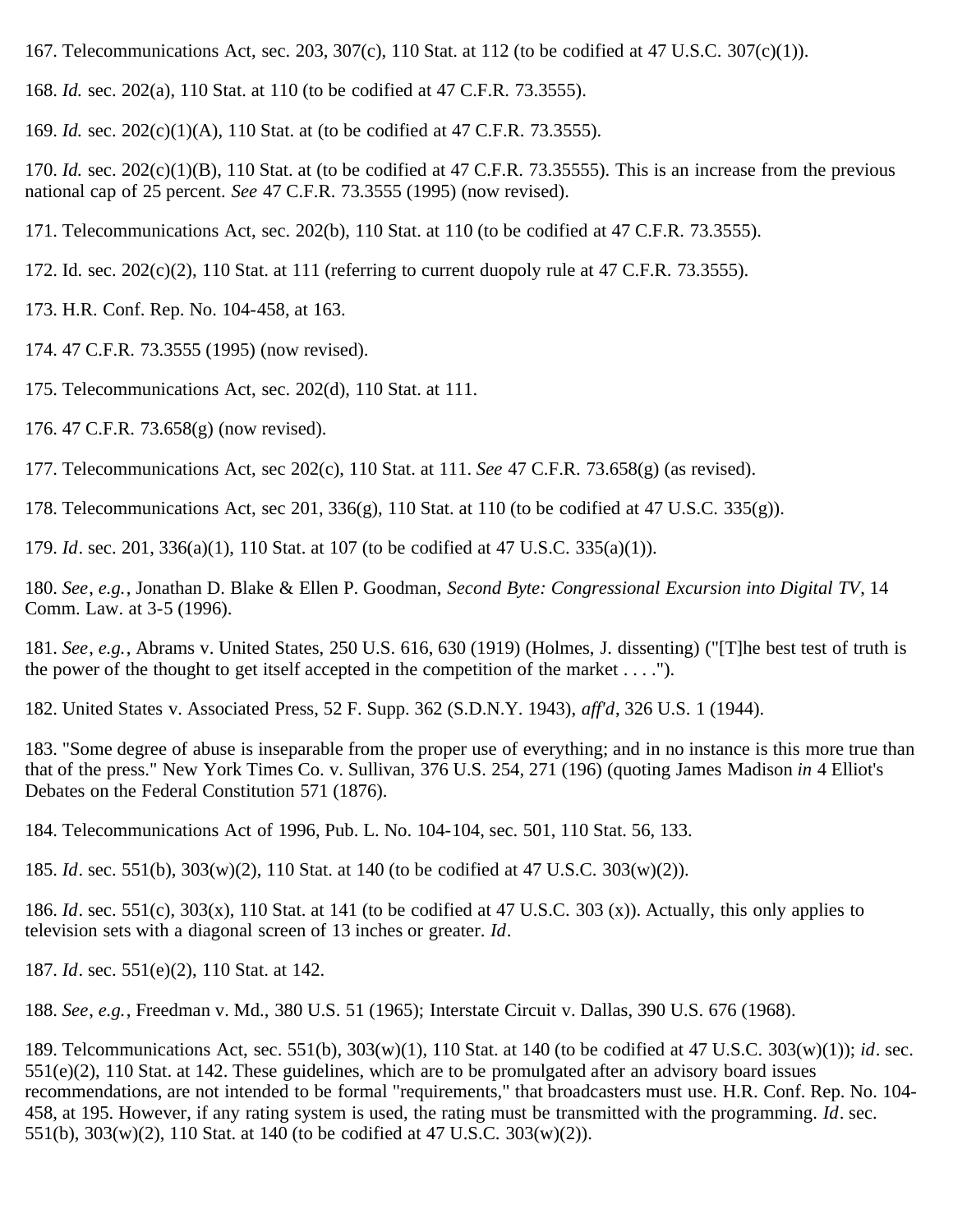167. Telecommunications Act, sec. 203, 307(c), 110 Stat. at 112 (to be codified at 47 U.S.C. 307(c)(1)).

168. *Id.* sec. 202(a), 110 Stat. at 110 (to be codified at 47 C.F.R. 73.3555).

169. *Id.* sec. 202(c)(1)(A), 110 Stat. at (to be codified at 47 C.F.R. 73.3555).

170. *Id.* sec. 202(c)(1)(B), 110 Stat. at (to be codified at 47 C.F.R. 73.35555). This is an increase from the previous national cap of 25 percent. *See* 47 C.F.R. 73.3555 (1995) (now revised).

171. Telecommunications Act, sec. 202(b), 110 Stat. at 110 (to be codified at 47 C.F.R. 73.3555).

172. Id. sec. 202(c)(2), 110 Stat. at 111 (referring to current duopoly rule at 47 C.F.R. 73.3555).

173. H.R. Conf. Rep. No. 104-458, at 163.

174. 47 C.F.R. 73.3555 (1995) (now revised).

175. Telecommunications Act, sec. 202(d), 110 Stat. at 111.

176. 47 C.F.R. 73.658(g) (now revised).

177. Telecommunications Act, sec 202(c), 110 Stat. at 111. *See* 47 C.F.R. 73.658(g) (as revised).

178. Telecommunications Act, sec 201, 336(g), 110 Stat. at 110 (to be codified at 47 U.S.C. 335(g)).

179. *Id*. sec. 201, 336(a)(1), 110 Stat. at 107 (to be codified at 47 U.S.C. 335(a)(1)).

180. *See*, *e.g.*, Jonathan D. Blake & Ellen P. Goodman, *Second Byte: Congressional Excursion into Digital TV*, 14 Comm. Law. at 3-5 (1996).

181. *See*, *e.g.*, Abrams v. United States, 250 U.S. 616, 630 (1919) (Holmes, J. dissenting) ("[T]he best test of truth is the power of the thought to get itself accepted in the competition of the market . . . .").

182. United States v. Associated Press, 52 F. Supp. 362 (S.D.N.Y. 1943), *aff'd*, 326 U.S. 1 (1944).

183. "Some degree of abuse is inseparable from the proper use of everything; and in no instance is this more true than that of the press." New York Times Co. v. Sullivan, 376 U.S. 254, 271 (196) (quoting James Madison *in* 4 Elliot's Debates on the Federal Constitution 571 (1876).

184. Telecommunications Act of 1996, Pub. L. No. 104-104, sec. 501, 110 Stat. 56, 133.

185. *Id*. sec. 551(b), 303(w)(2), 110 Stat. at 140 (to be codified at 47 U.S.C. 303(w)(2)).

186. *Id*. sec. 551(c), 303(x), 110 Stat. at 141 (to be codified at 47 U.S.C. 303 (x)). Actually, this only applies to television sets with a diagonal screen of 13 inches or greater. *Id*.

187. *Id*. sec. 551(e)(2), 110 Stat. at 142.

188. *See*, *e.g.*, Freedman v. Md., 380 U.S. 51 (1965); Interstate Circuit v. Dallas, 390 U.S. 676 (1968).

189. Telcommunications Act, sec. 551(b), 303(w)(1), 110 Stat. at 140 (to be codified at 47 U.S.C. 303(w)(1)); *id*. sec. 551(e)(2), 110 Stat. at 142. These guidelines, which are to be promulgated after an advisory board issues recommendations, are not intended to be formal "requirements," that broadcasters must use. H.R. Conf. Rep. No. 104-458, at 195. However, if any rating system is used, the rating must be transmitted with the programming. *Id*. sec. 551(b), 303(w)(2), 110 Stat. at 140 (to be codified at 47 U.S.C. 303(w)(2)).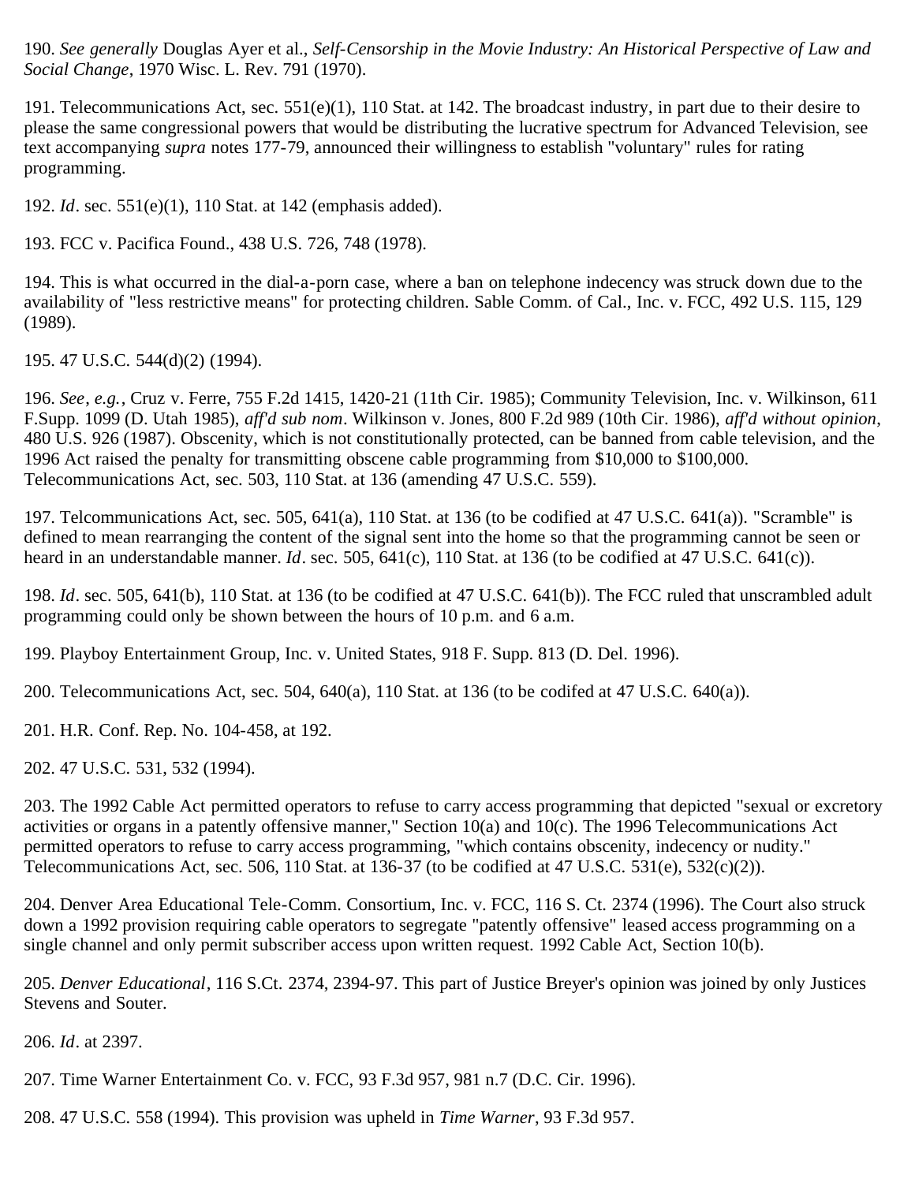190. *See generally* Douglas Ayer et al., *Self-Censorship in the Movie Industry: An Historical Perspective of Law and Social Change*, 1970 Wisc. L. Rev. 791 (1970).

191. Telecommunications Act, sec. 551(e)(1), 110 Stat. at 142. The broadcast industry, in part due to their desire to please the same congressional powers that would be distributing the lucrative spectrum for Advanced Television, see text accompanying *supra* notes 177-79, announced their willingness to establish "voluntary" rules for rating programming.

192. *Id*. sec. 551(e)(1), 110 Stat. at 142 (emphasis added).

193. FCC v. Pacifica Found., 438 U.S. 726, 748 (1978).

194. This is what occurred in the dial-a-porn case, where a ban on telephone indecency was struck down due to the availability of "less restrictive means" for protecting children. Sable Comm. of Cal., Inc. v. FCC, 492 U.S. 115, 129 (1989).

195. 47 U.S.C. 544(d)(2) (1994).

196. *See, e.g.*, Cruz v. Ferre, 755 F.2d 1415, 1420-21 (11th Cir. 1985); Community Television, Inc. v. Wilkinson, 611 F.Supp. 1099 (D. Utah 1985), *aff'd sub nom*. Wilkinson v. Jones, 800 F.2d 989 (10th Cir. 1986), *aff'd without opinion*, 480 U.S. 926 (1987). Obscenity, which is not constitutionally protected, can be banned from cable television, and the 1996 Act raised the penalty for transmitting obscene cable programming from $10,000 to $100,000. Telecommunications Act, sec. 503, 110 Stat. at 136 (amending 47 U.S.C. 559).

197. Telcommunications Act, sec. 505, 641(a), 110 Stat. at 136 (to be codified at 47 U.S.C. 641(a)). "Scramble" is defined to mean rearranging the content of the signal sent into the home so that the programming cannot be seen or heard in an understandable manner. *Id*. sec. 505, 641(c), 110 Stat. at 136 (to be codified at 47 U.S.C. 641(c)).

198. *Id*. sec. 505, 641(b), 110 Stat. at 136 (to be codified at 47 U.S.C. 641(b)). The FCC ruled that unscrambled adult programming could only be shown between the hours of 10 p.m. and 6 a.m.

199. Playboy Entertainment Group, Inc. v. United States, 918 F. Supp. 813 (D. Del. 1996).

200. Telecommunications Act, sec. 504, 640(a), 110 Stat. at 136 (to be codifed at 47 U.S.C. 640(a)).

201. H.R. Conf. Rep. No. 104-458, at 192.

202. 47 U.S.C. 531, 532 (1994).

203. The 1992 Cable Act permitted operators to refuse to carry access programming that depicted "sexual or excretory activities or organs in a patently offensive manner," Section 10(a) and 10(c). The 1996 Telecommunications Act permitted operators to refuse to carry access programming, "which contains obscenity, indecency or nudity." Telecommunications Act, sec. 506, 110 Stat. at 136-37 (to be codified at 47 U.S.C. 531(e), 532(c)(2)).

204. Denver Area Educational Tele-Comm. Consortium, Inc. v. FCC, 116 S. Ct. 2374 (1996). The Court also struck down a 1992 provision requiring cable operators to segregate "patently offensive" leased access programming on a single channel and only permit subscriber access upon written request. 1992 Cable Act, Section 10(b).

205. *Denver Educational*, 116 S.Ct. 2374, 2394-97. This part of Justice Breyer's opinion was joined by only Justices Stevens and Souter.

206. *Id*. at 2397.

207. Time Warner Entertainment Co. v. FCC, 93 F.3d 957, 981 n.7 (D.C. Cir. 1996).

208. 47 U.S.C. 558 (1994). This provision was upheld in *Time Warner*, 93 F.3d 957.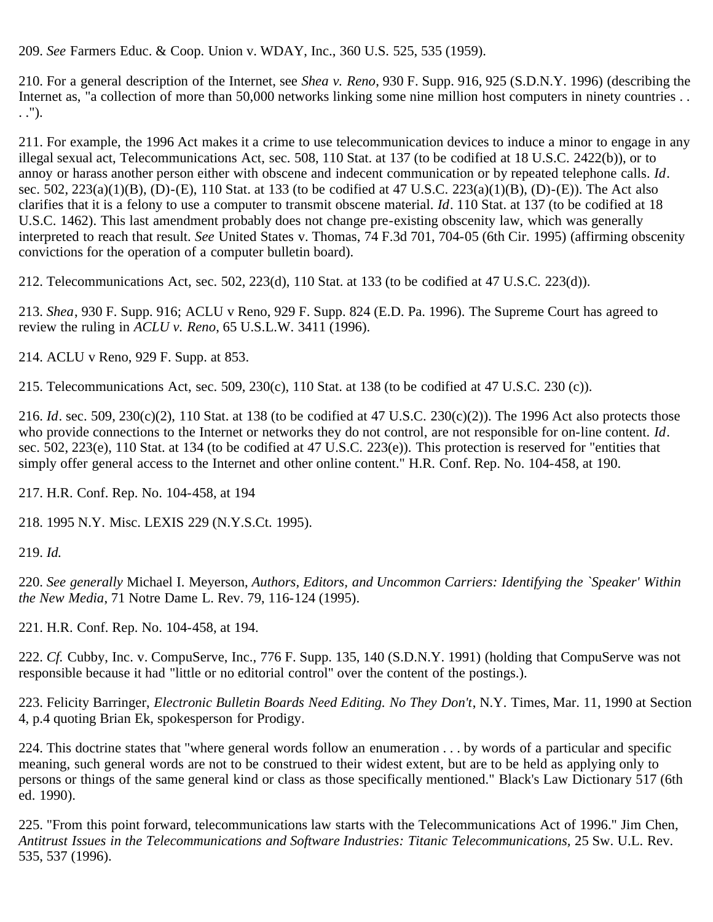209. *See* Farmers Educ. & Coop. Union v. WDAY, Inc., 360 U.S. 525, 535 (1959).

210. For a general description of the Internet, see *Shea v. Reno*, 930 F. Supp. 916, 925 (S.D.N.Y. 1996) (describing the Internet as, "a collection of more than 50,000 networks linking some nine million host computers in ninety countries . . . .").

211. For example, the 1996 Act makes it a crime to use telecommunication devices to induce a minor to engage in any illegal sexual act, Telecommunications Act, sec. 508, 110 Stat. at 137 (to be codified at 18 U.S.C. 2422(b)), or to annoy or harass another person either with obscene and indecent communication or by repeated telephone calls. *Id*. sec. 502, 223(a)(1)(B), (D)-(E), 110 Stat. at 133 (to be codified at 47 U.S.C. 223(a)(1)(B), (D)-(E)). The Act also clarifies that it is a felony to use a computer to transmit obscene material. *Id*. 110 Stat. at 137 (to be codified at 18 U.S.C. 1462). This last amendment probably does not change pre-existing obscenity law, which was generally interpreted to reach that result. *See* United States v. Thomas, 74 F.3d 701, 704-05 (6th Cir. 1995) (affirming obscenity convictions for the operation of a computer bulletin board).

212. Telecommunications Act, sec. 502, 223(d), 110 Stat. at 133 (to be codified at 47 U.S.C. 223(d)).

213. *Shea*, 930 F. Supp. 916; ACLU v Reno, 929 F. Supp. 824 (E.D. Pa. 1996). The Supreme Court has agreed to review the ruling in *ACLU v. Reno*, 65 U.S.L.W. 3411 (1996).

214. ACLU v Reno, 929 F. Supp. at 853.

215. Telecommunications Act, sec. 509, 230(c), 110 Stat. at 138 (to be codified at 47 U.S.C. 230 (c)).

216. *Id*. sec. 509, 230(c)(2), 110 Stat. at 138 (to be codified at 47 U.S.C. 230(c)(2)). The 1996 Act also protects those who provide connections to the Internet or networks they do not control, are not responsible for on-line content. *Id*. sec. 502, 223(e), 110 Stat. at 134 (to be codified at 47 U.S.C. 223(e)). This protection is reserved for "entities that simply offer general access to the Internet and other online content." H.R. Conf. Rep. No. 104-458, at 190.

217. H.R. Conf. Rep. No. 104-458, at 194

218. 1995 N.Y. Misc. LEXIS 229 (N.Y.S.Ct. 1995).

219. *Id.*

220. *See generally* Michael I. Meyerson, *Authors, Editors, and Uncommon Carriers: Identifying the `Speaker' Within the New Media*, 71 Notre Dame L. Rev. 79, 116-124 (1995).

221. H.R. Conf. Rep. No. 104-458, at 194.

222. *Cf.* Cubby, Inc. v. CompuServe, Inc., 776 F. Supp. 135, 140 (S.D.N.Y. 1991) (holding that CompuServe was not responsible because it had "little or no editorial control" over the content of the postings.).

223. Felicity Barringer, *Electronic Bulletin Boards Need Editing. No They Don't*, N.Y. Times, Mar. 11, 1990 at Section 4, p.4 quoting Brian Ek, spokesperson for Prodigy.

224. This doctrine states that "where general words follow an enumeration . . . by words of a particular and specific meaning, such general words are not to be construed to their widest extent, but are to be held as applying only to persons or things of the same general kind or class as those specifically mentioned." Black's Law Dictionary 517 (6th ed. 1990).

225. "From this point forward, telecommunications law starts with the Telecommunications Act of 1996." Jim Chen, *Antitrust Issues in the Telecommunications and Software Industries: Titanic Telecommunications*, 25 Sw. U.L. Rev. 535, 537 (1996).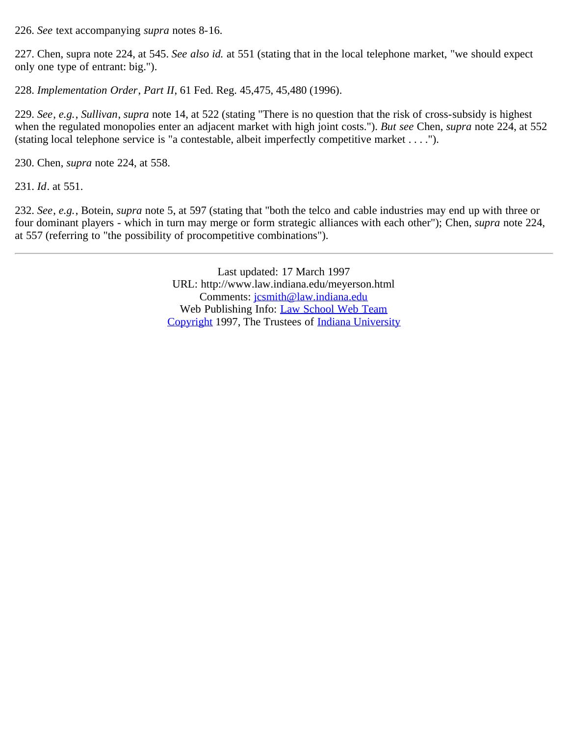226. *See* text accompanying *supra* notes 8-16.

227. Chen, supra note 224, at 545. *See also id.* at 551 (stating that in the local telephone market, "we should expect only one type of entrant: big.").

228. *Implementation Order*, *Part II*, 61 Fed. Reg. 45,475, 45,480 (1996).

229. *See*, *e.g.*, *Sullivan*, *supra* note 14, at 522 (stating "There is no question that the risk of cross-subsidy is highest when the regulated monopolies enter an adjacent market with high joint costs."). *But see* Chen, *supra* note 224, at 552 (stating local telephone service is "a contestable, albeit imperfectly competitive market . . . .").

230. Chen, *supra* note 224, at 558.

231. *Id*. at 551.

232. *See*, *e.g.*, Botein, *supra* note 5, at 597 (stating that "both the telco and cable industries may end up with three or four dominant players - which in turn may merge or form strategic alliances with each other"); Chen, *supra* note 224, at 557 (referring to "the possibility of procompetitive combinations").

---

Last updated: 17 March 1997
URL: http://www.law.indiana.edu/meyerson.html
Comments: jcsmith@law.indiana.edu
Web Publishing Info: Law School Web Team
Copyright 1997, The Trustees of Indiana University